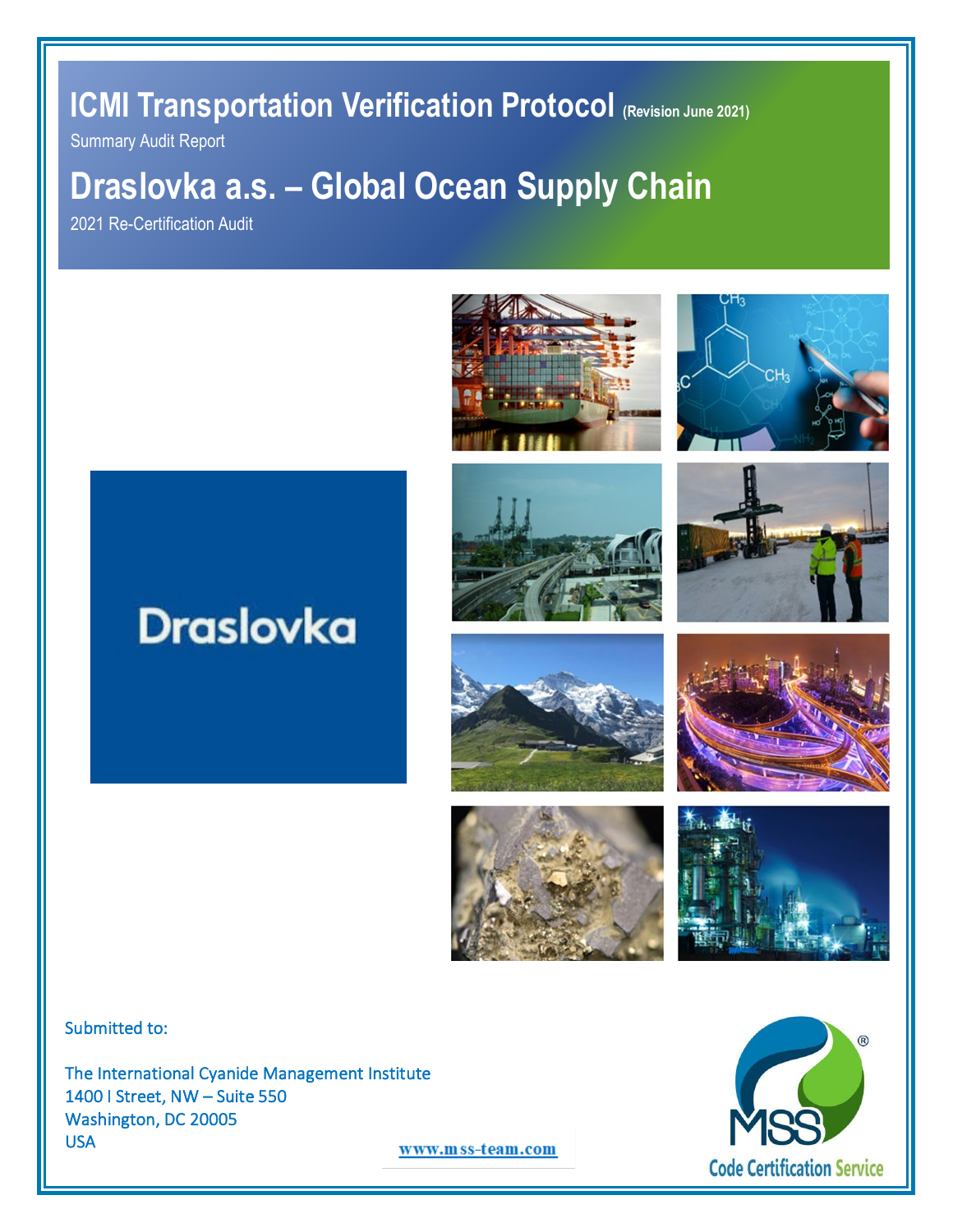# ICMI Transportation Verification Protocol (Revision June 2021)

Summary Audit Report

# Draslovka a.s. – Global Ocean Supply Chain

2021 Re-Certification Audit

Draslovka

Submitted to:

The International Cyanide Management Institute
1400 I Street, NW – Suite 550
Washington, DC 20005
USA

www.mss-team.com

MSS Code Certification Service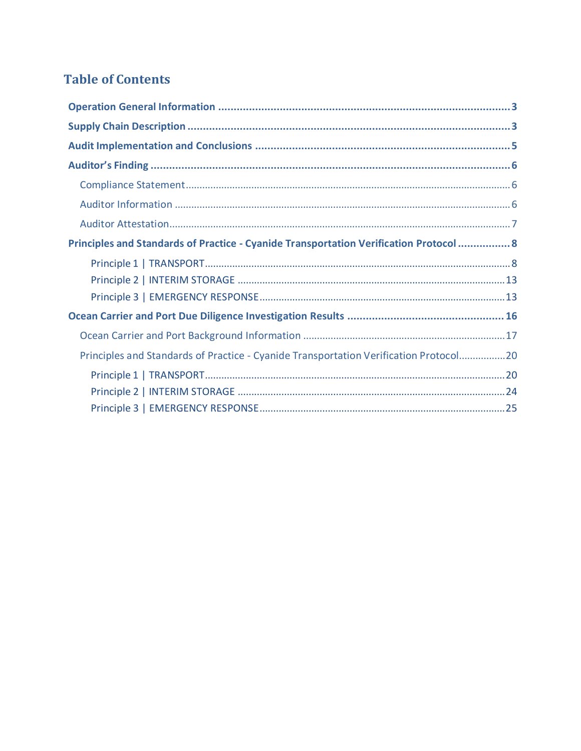# Table of Contents

**Operation General Information** ........ 3

**Supply Chain Description** ........ 3

**Audit Implementation and Conclusions** ........ 5

**Auditor's Finding** ........ 6

- Compliance Statement ........ 6
- Auditor Information ........ 6
- Auditor Attestation ........ 7

**Principles and Standards of Practice - Cyanide Transportation Verification Protocol** ........ 8

- Principle 1 | TRANSPORT ........ 8
- Principle 2 | INTERIM STORAGE ........ 13
- Principle 3 | EMERGENCY RESPONSE ........ 13

**Ocean Carrier and Port Due Diligence Investigation Results** ........ 16

- Ocean Carrier and Port Background Information ........ 17
- Principles and Standards of Practice - Cyanide Transportation Verification Protocol ........ 20
  - Principle 1 | TRANSPORT ........ 20
  - Principle 2 | INTERIM STORAGE ........ 24
  - Principle 3 | EMERGENCY RESPONSE ........ 25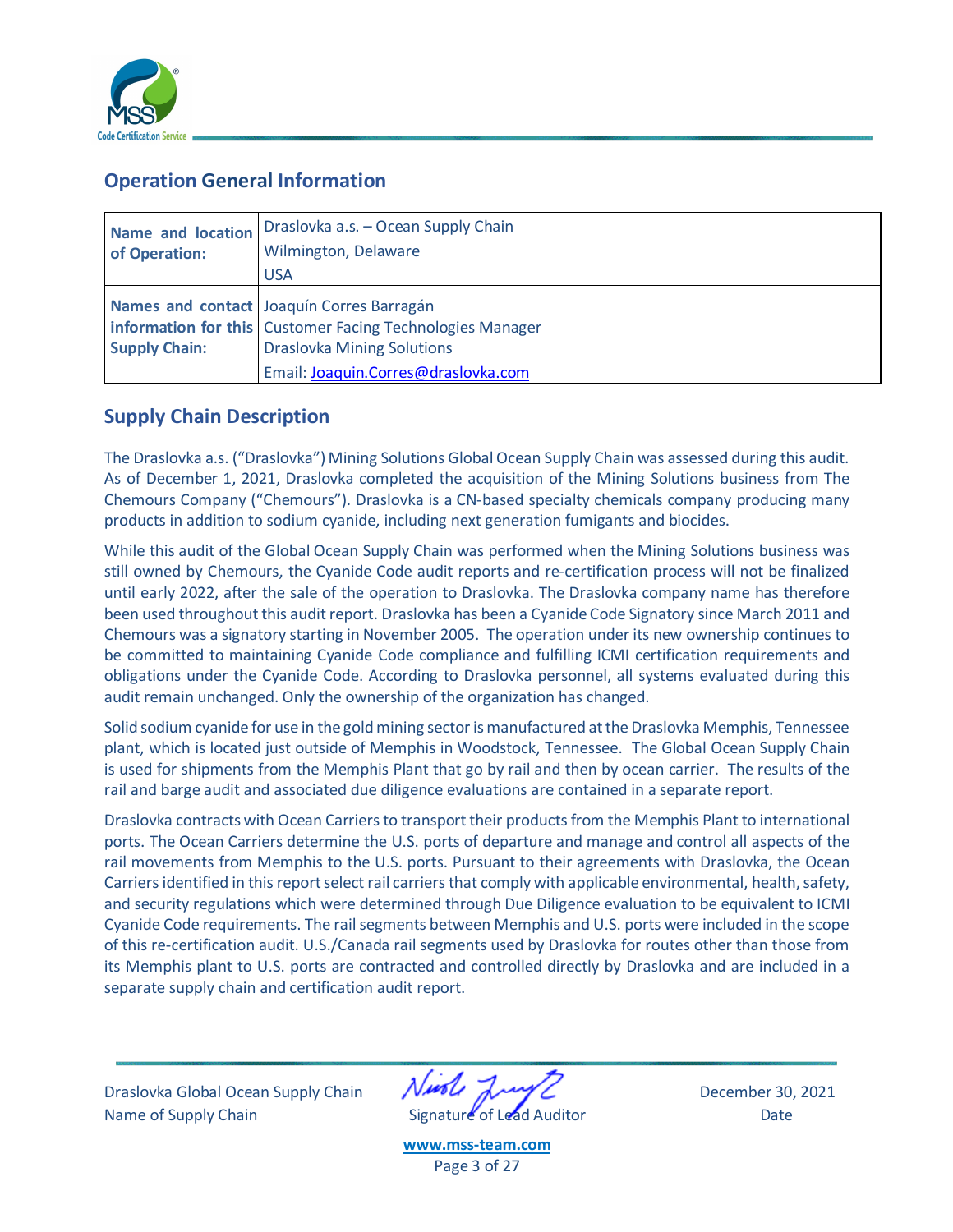## Operation General Information

| Name and location of Operation: | Draslovka a.s. – Ocean Supply Chain<br>Wilmington, Delaware<br>USA |
|---|---|
| Names and contact information for this Supply Chain: | Joaquín Corres Barragán<br>Customer Facing Technologies Manager<br>Draslovka Mining Solutions<br>Email: Joaquin.Corres@draslovka.com |

## Supply Chain Description

The Draslovka a.s. ("Draslovka") Mining Solutions Global Ocean Supply Chain was assessed during this audit. As of December 1, 2021, Draslovka completed the acquisition of the Mining Solutions business from The Chemours Company ("Chemours"). Draslovka is a CN-based specialty chemicals company producing many products in addition to sodium cyanide, including next generation fumigants and biocides.

While this audit of the Global Ocean Supply Chain was performed when the Mining Solutions business was still owned by Chemours, the Cyanide Code audit reports and re-certification process will not be finalized until early 2022, after the sale of the operation to Draslovka. The Draslovka company name has therefore been used throughout this audit report. Draslovka has been a Cyanide Code Signatory since March 2011 and Chemours was a signatory starting in November 2005. The operation under its new ownership continues to be committed to maintaining Cyanide Code compliance and fulfilling ICMI certification requirements and obligations under the Cyanide Code. According to Draslovka personnel, all systems evaluated during this audit remain unchanged. Only the ownership of the organization has changed.

Solid sodium cyanide for use in the gold mining sector is manufactured at the Draslovka Memphis, Tennessee plant, which is located just outside of Memphis in Woodstock, Tennessee. The Global Ocean Supply Chain is used for shipments from the Memphis Plant that go by rail and then by ocean carrier. The results of the rail and barge audit and associated due diligence evaluations are contained in a separate report.

Draslovka contracts with Ocean Carriers to transport their products from the Memphis Plant to international ports. The Ocean Carriers determine the U.S. ports of departure and manage and control all aspects of the rail movements from Memphis to the U.S. ports. Pursuant to their agreements with Draslovka, the Ocean Carriers identified in this report select rail carriers that comply with applicable environmental, health, safety, and security regulations which were determined through Due Diligence evaluation to be equivalent to ICMI Cyanide Code requirements. The rail segments between Memphis and U.S. ports were included in the scope of this re-certification audit. U.S./Canada rail segments used by Draslovka for routes other than those from its Memphis plant to U.S. ports are contracted and controlled directly by Draslovka and are included in a separate supply chain and certification audit report.

| Draslovka Global Ocean Supply Chain | [signature] | December 30, 2021 |
|---|---|---|
| Name of Supply Chain | Signature of Lead Auditor | Date |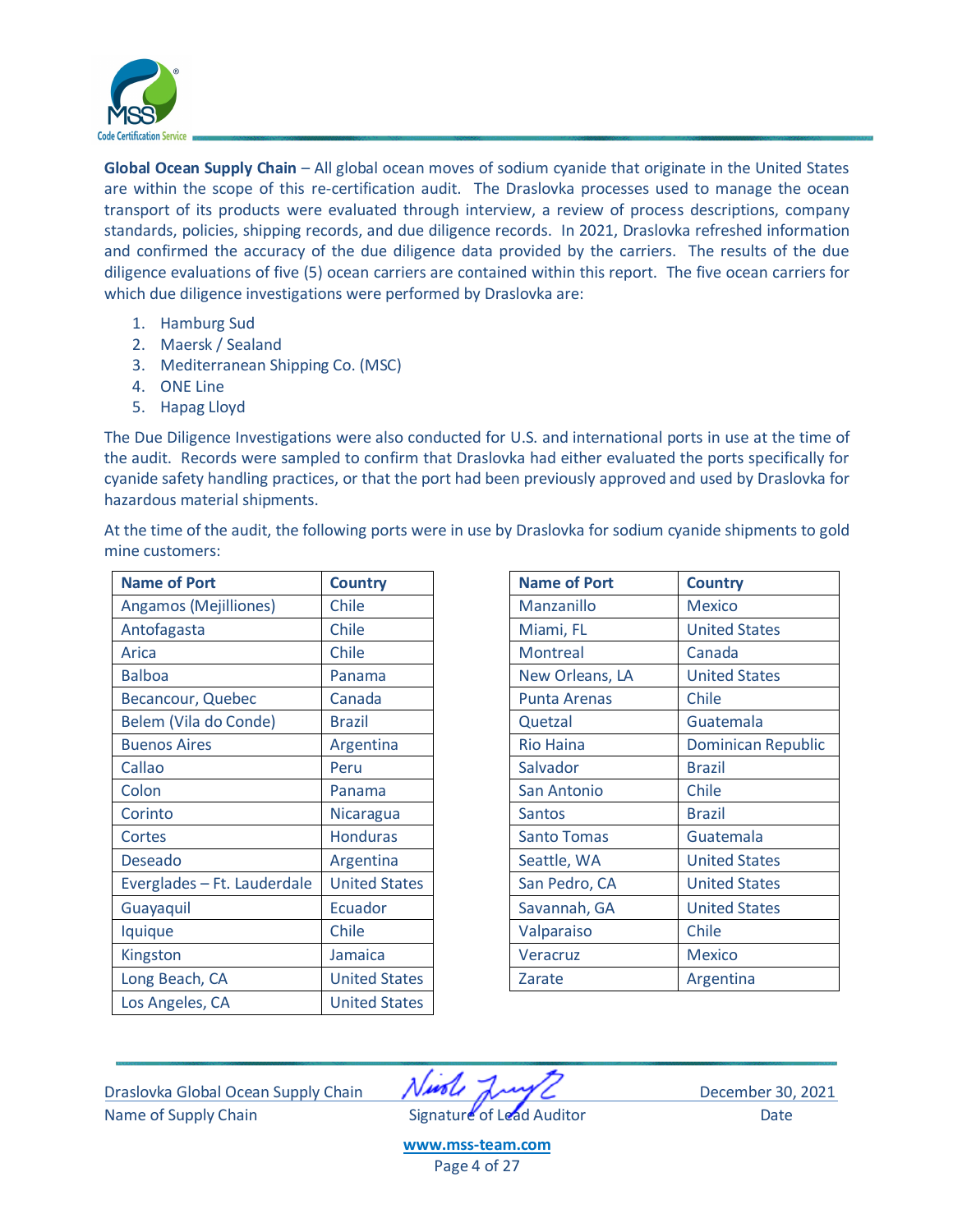**Global Ocean Supply Chain** – All global ocean moves of sodium cyanide that originate in the United States are within the scope of this re-certification audit. The Draslovka processes used to manage the ocean transport of its products were evaluated through interview, a review of process descriptions, company standards, policies, shipping records, and due diligence records. In 2021, Draslovka refreshed information and confirmed the accuracy of the due diligence data provided by the carriers. The results of the due diligence evaluations of five (5) ocean carriers are contained within this report. The five ocean carriers for which due diligence investigations were performed by Draslovka are:

1. Hamburg Sud
2. Maersk / Sealand
3. Mediterranean Shipping Co. (MSC)
4. ONE Line
5. Hapag Lloyd

The Due Diligence Investigations were also conducted for U.S. and international ports in use at the time of the audit. Records were sampled to confirm that Draslovka had either evaluated the ports specifically for cyanide safety handling practices, or that the port had been previously approved and used by Draslovka for hazardous material shipments.

At the time of the audit, the following ports were in use by Draslovka for sodium cyanide shipments to gold mine customers:

| Name of Port | Country |
|---|---|
| Angamos (Mejilliones) | Chile |
| Antofagasta | Chile |
| Arica | Chile |
| Balboa | Panama |
| Becancour, Quebec | Canada |
| Belem (Vila do Conde) | Brazil |
| Buenos Aires | Argentina |
| Callao | Peru |
| Colon | Panama |
| Corinto | Nicaragua |
| Cortes | Honduras |
| Deseado | Argentina |
| Everglades – Ft. Lauderdale | United States |
| Guayaquil | Ecuador |
| Iquique | Chile |
| Kingston | Jamaica |
| Long Beach, CA | United States |
| Los Angeles, CA | United States |

| Name of Port | Country |
|---|---|
| Manzanillo | Mexico |
| Miami, FL | United States |
| Montreal | Canada |
| New Orleans, LA | United States |
| Punta Arenas | Chile |
| Quetzal | Guatemala |
| Rio Haina | Dominican Republic |
| Salvador | Brazil |
| San Antonio | Chile |
| Santos | Brazil |
| Santo Tomas | Guatemala |
| Seattle, WA | United States |
| San Pedro, CA | United States |
| Savannah, GA | United States |
| Valparaiso | Chile |
| Veracruz | Mexico |
| Zarate | Argentina |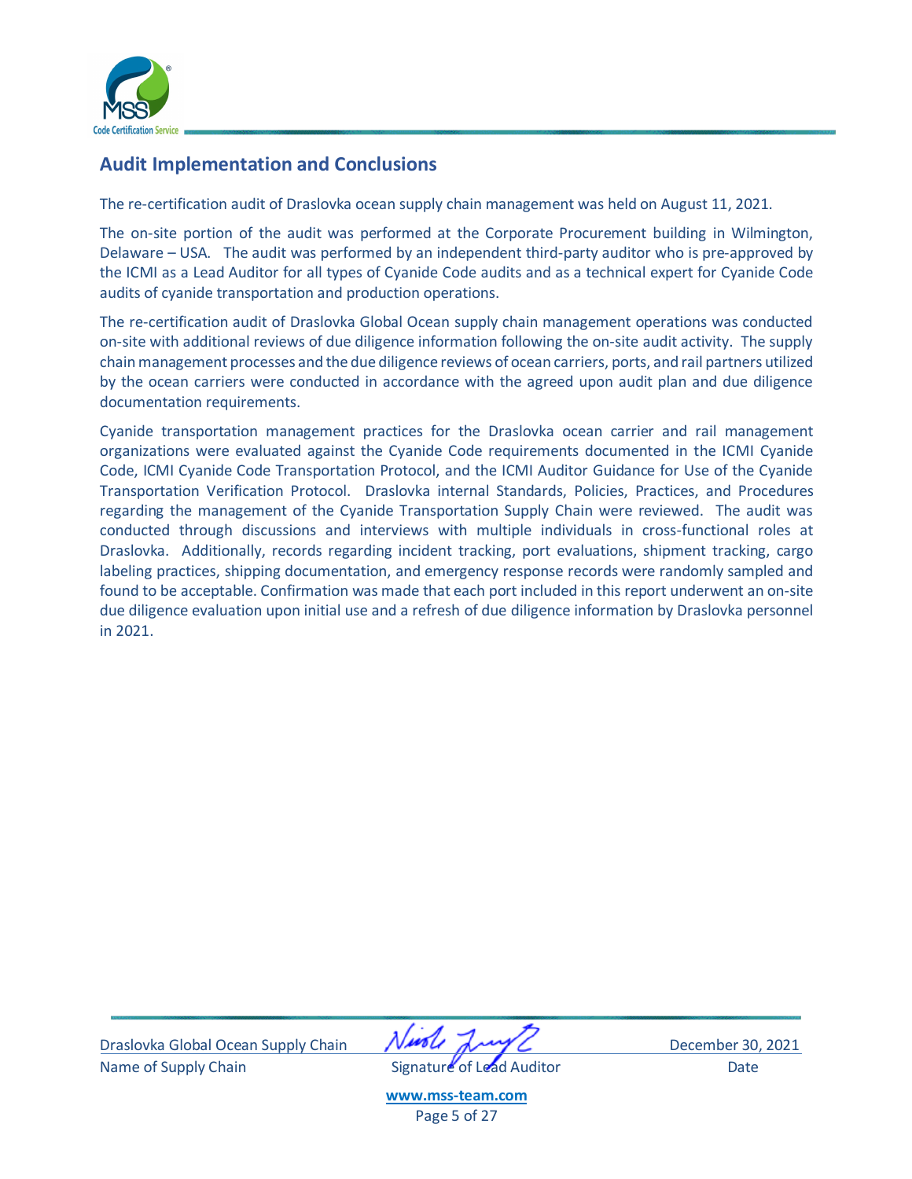## Audit Implementation and Conclusions

The re-certification audit of Draslovka ocean supply chain management was held on August 11, 2021.

The on-site portion of the audit was performed at the Corporate Procurement building in Wilmington, Delaware – USA. The audit was performed by an independent third-party auditor who is pre-approved by the ICMI as a Lead Auditor for all types of Cyanide Code audits and as a technical expert for Cyanide Code audits of cyanide transportation and production operations.

The re-certification audit of Draslovka Global Ocean supply chain management operations was conducted on-site with additional reviews of due diligence information following the on-site audit activity. The supply chain management processes and the due diligence reviews of ocean carriers, ports, and rail partners utilized by the ocean carriers were conducted in accordance with the agreed upon audit plan and due diligence documentation requirements.

Cyanide transportation management practices for the Draslovka ocean carrier and rail management organizations were evaluated against the Cyanide Code requirements documented in the ICMI Cyanide Code, ICMI Cyanide Code Transportation Protocol, and the ICMI Auditor Guidance for Use of the Cyanide Transportation Verification Protocol. Draslovka internal Standards, Policies, Practices, and Procedures regarding the management of the Cyanide Transportation Supply Chain were reviewed. The audit was conducted through discussions and interviews with multiple individuals in cross-functional roles at Draslovka. Additionally, records regarding incident tracking, port evaluations, shipment tracking, cargo labeling practices, shipping documentation, and emergency response records were randomly sampled and found to be acceptable. Confirmation was made that each port included in this report underwent an on-site due diligence evaluation upon initial use and a refresh of due diligence information by Draslovka personnel in 2021.

| Draslovka Global Ocean Supply Chain | [Signature] | December 30, 2021 |
|---|---|---|
| Name of Supply Chain | Signature of Lead Auditor | Date |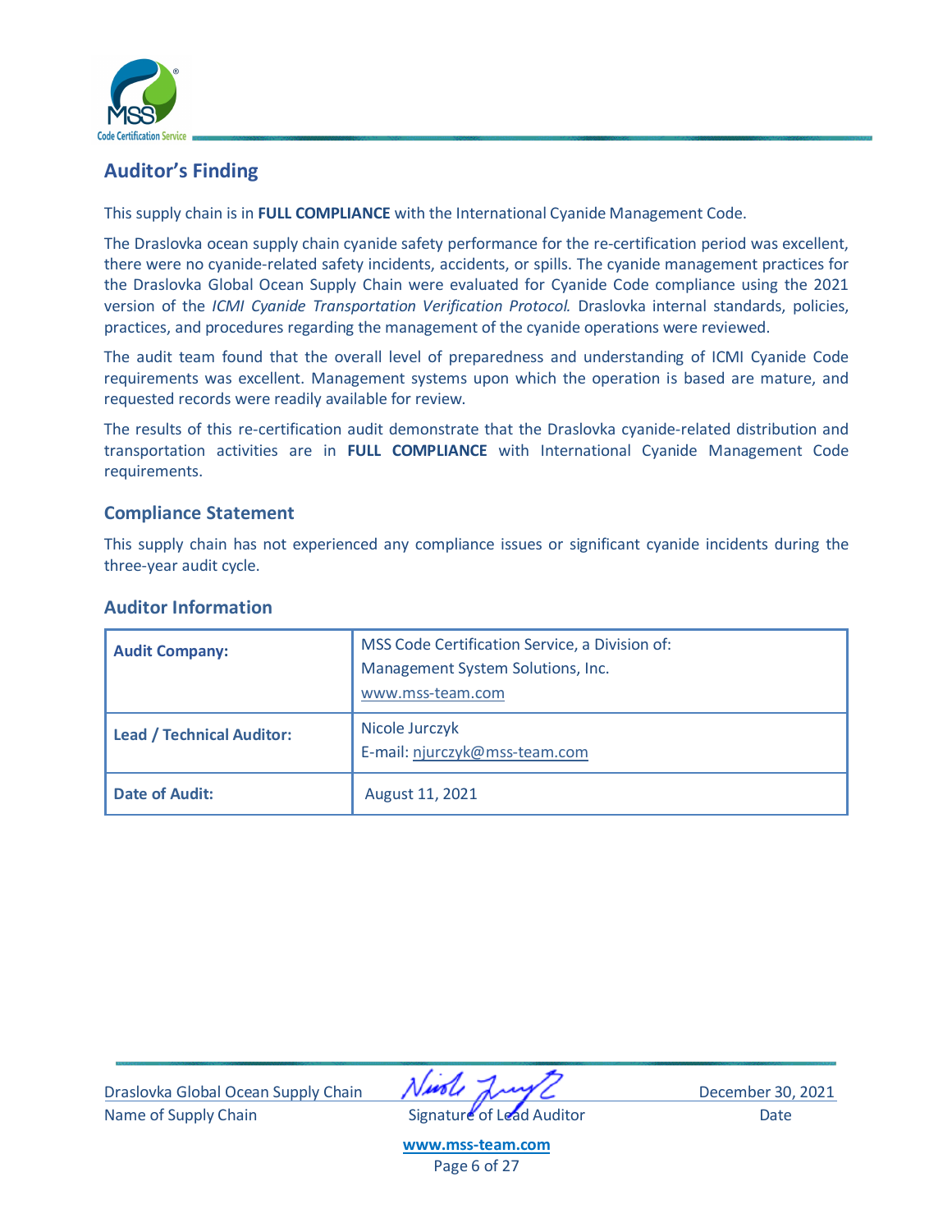## Auditor's Finding

This supply chain is in **FULL COMPLIANCE** with the International Cyanide Management Code.

The Draslovka ocean supply chain cyanide safety performance for the re-certification period was excellent, there were no cyanide-related safety incidents, accidents, or spills. The cyanide management practices for the Draslovka Global Ocean Supply Chain were evaluated for Cyanide Code compliance using the 2021 version of the *ICMI Cyanide Transportation Verification Protocol.* Draslovka internal standards, policies, practices, and procedures regarding the management of the cyanide operations were reviewed.

The audit team found that the overall level of preparedness and understanding of ICMI Cyanide Code requirements was excellent. Management systems upon which the operation is based are mature, and requested records were readily available for review.

The results of this re-certification audit demonstrate that the Draslovka cyanide-related distribution and transportation activities are in **FULL COMPLIANCE** with International Cyanide Management Code requirements.

## Compliance Statement

This supply chain has not experienced any compliance issues or significant cyanide incidents during the three-year audit cycle.

## Auditor Information

| | |
|---|---|
| **Audit Company:** | MSS Code Certification Service, a Division of: Management System Solutions, Inc. www.mss-team.com |
| **Lead / Technical Auditor:** | Nicole Jurczyk E-mail: njurczyk@mss-team.com |
| **Date of Audit:** | August 11, 2021 |

Draslovka Global Ocean Supply Chain — Name of Supply Chain

Signature of Lead Auditor

December 30, 2021 — Date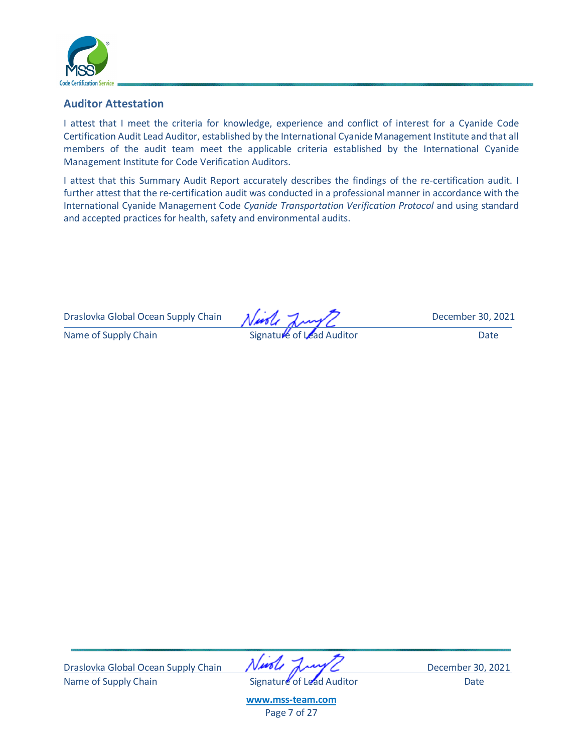## Auditor Attestation

I attest that I meet the criteria for knowledge, experience and conflict of interest for a Cyanide Code Certification Audit Lead Auditor, established by the International Cyanide Management Institute and that all members of the audit team meet the applicable criteria established by the International Cyanide Management Institute for Code Verification Auditors.

I attest that this Summary Audit Report accurately describes the findings of the re-certification audit. I further attest that the re-certification audit was conducted in a professional manner in accordance with the International Cyanide Management Code *Cyanide Transportation Verification Protocol* and using standard and accepted practices for health, safety and environmental audits.

| Draslovka Global Ocean Supply Chain | [Signature] | December 30, 2021 |
|---|---|---|
| Name of Supply Chain | Signature of Lead Auditor | Date |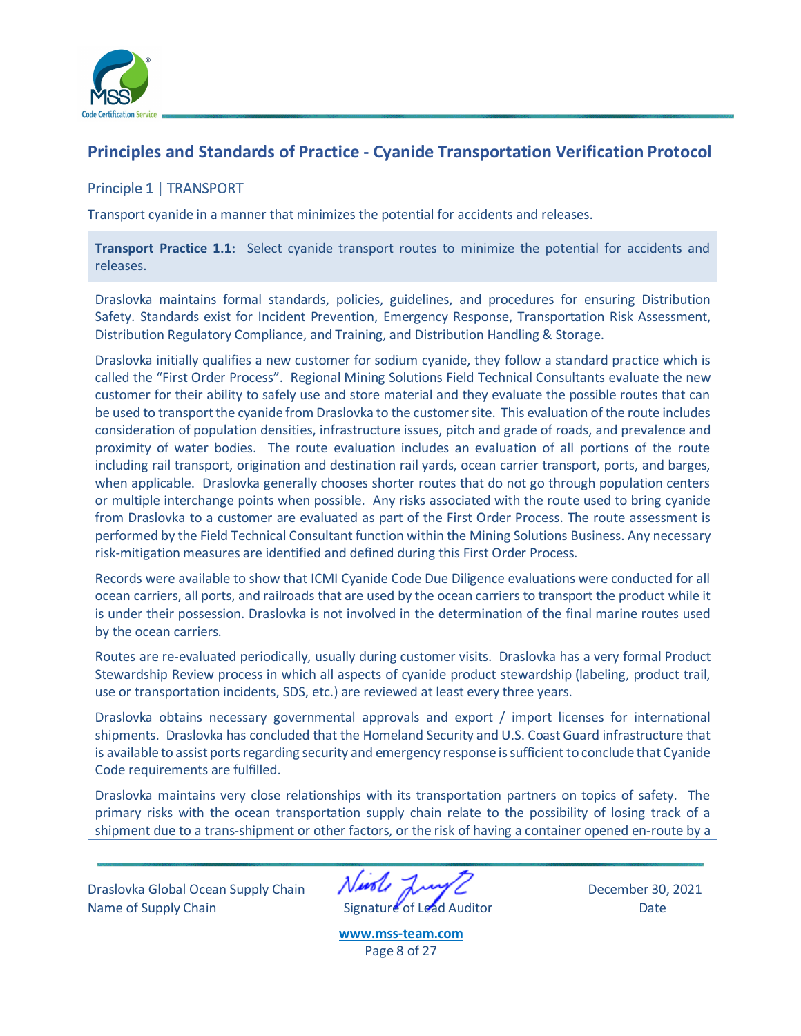## Principles and Standards of Practice - Cyanide Transportation Verification Protocol

### Principle 1 | TRANSPORT

Transport cyanide in a manner that minimizes the potential for accidents and releases.

**Transport Practice 1.1:** Select cyanide transport routes to minimize the potential for accidents and releases.

Draslovka maintains formal standards, policies, guidelines, and procedures for ensuring Distribution Safety. Standards exist for Incident Prevention, Emergency Response, Transportation Risk Assessment, Distribution Regulatory Compliance, and Training, and Distribution Handling & Storage.

Draslovka initially qualifies a new customer for sodium cyanide, they follow a standard practice which is called the "First Order Process". Regional Mining Solutions Field Technical Consultants evaluate the new customer for their ability to safely use and store material and they evaluate the possible routes that can be used to transport the cyanide from Draslovka to the customer site. This evaluation of the route includes consideration of population densities, infrastructure issues, pitch and grade of roads, and prevalence and proximity of water bodies. The route evaluation includes an evaluation of all portions of the route including rail transport, origination and destination rail yards, ocean carrier transport, ports, and barges, when applicable. Draslovka generally chooses shorter routes that do not go through population centers or multiple interchange points when possible. Any risks associated with the route used to bring cyanide from Draslovka to a customer are evaluated as part of the First Order Process. The route assessment is performed by the Field Technical Consultant function within the Mining Solutions Business. Any necessary risk-mitigation measures are identified and defined during this First Order Process.

Records were available to show that ICMI Cyanide Code Due Diligence evaluations were conducted for all ocean carriers, all ports, and railroads that are used by the ocean carriers to transport the product while it is under their possession. Draslovka is not involved in the determination of the final marine routes used by the ocean carriers.

Routes are re-evaluated periodically, usually during customer visits. Draslovka has a very formal Product Stewardship Review process in which all aspects of cyanide product stewardship (labeling, product trail, use or transportation incidents, SDS, etc.) are reviewed at least every three years.

Draslovka obtains necessary governmental approvals and export / import licenses for international shipments. Draslovka has concluded that the Homeland Security and U.S. Coast Guard infrastructure that is available to assist ports regarding security and emergency response is sufficient to conclude that Cyanide Code requirements are fulfilled.

Draslovka maintains very close relationships with its transportation partners on topics of safety. The primary risks with the ocean transportation supply chain relate to the possibility of losing track of a shipment due to a trans-shipment or other factors, or the risk of having a container opened en-route by a

Draslovka Global Ocean Supply Chain — Name of Supply Chain | Signature of Lead Auditor | December 30, 2021 — Date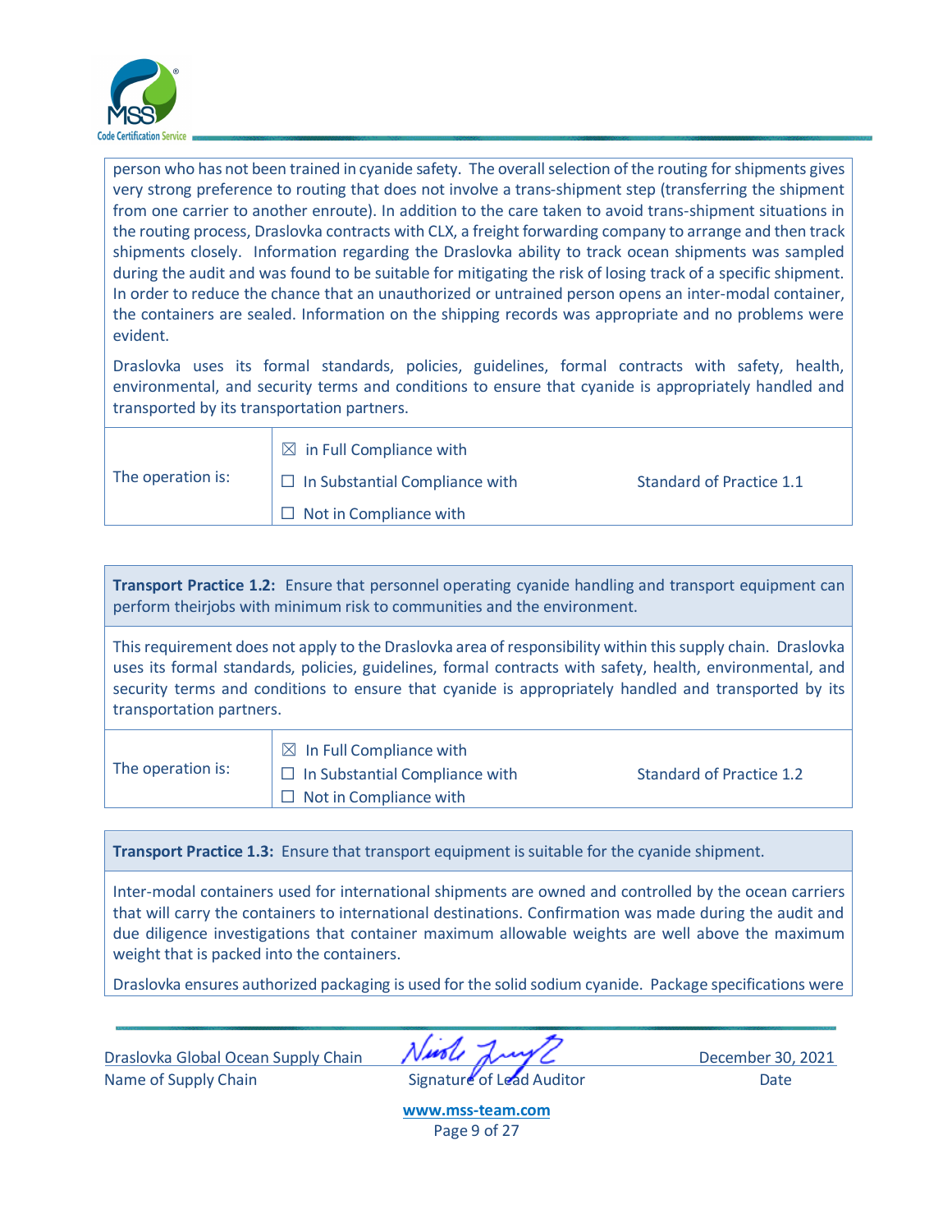person who has not been trained in cyanide safety. The overall selection of the routing for shipments gives very strong preference to routing that does not involve a trans-shipment step (transferring the shipment from one carrier to another enroute). In addition to the care taken to avoid trans-shipment situations in the routing process, Draslovka contracts with CLX, a freight forwarding company to arrange and then track shipments closely. Information regarding the Draslovka ability to track ocean shipments was sampled during the audit and was found to be suitable for mitigating the risk of losing track of a specific shipment. In order to reduce the chance that an unauthorized or untrained person opens an inter-modal container, the containers are sealed. Information on the shipping records was appropriate and no problems were evident.

Draslovka uses its formal standards, policies, guidelines, formal contracts with safety, health, environmental, and security terms and conditions to ensure that cyanide is appropriately handled and transported by its transportation partners.

| The operation is: | ☒ in Full Compliance with<br>☐ In Substantial Compliance with<br>☐ Not in Compliance with | Standard of Practice 1.1 |
|---|---|---|

**Transport Practice 1.2:** Ensure that personnel operating cyanide handling and transport equipment can perform theirjobs with minimum risk to communities and the environment.

This requirement does not apply to the Draslovka area of responsibility within this supply chain. Draslovka uses its formal standards, policies, guidelines, formal contracts with safety, health, environmental, and security terms and conditions to ensure that cyanide is appropriately handled and transported by its transportation partners.

| The operation is: | ☒ In Full Compliance with<br>☐ In Substantial Compliance with<br>☐ Not in Compliance with | Standard of Practice 1.2 |
|---|---|---|

**Transport Practice 1.3:** Ensure that transport equipment is suitable for the cyanide shipment.

Inter-modal containers used for international shipments are owned and controlled by the ocean carriers that will carry the containers to international destinations. Confirmation was made during the audit and due diligence investigations that container maximum allowable weights are well above the maximum weight that is packed into the containers.

Draslovka ensures authorized packaging is used for the solid sodium cyanide. Package specifications were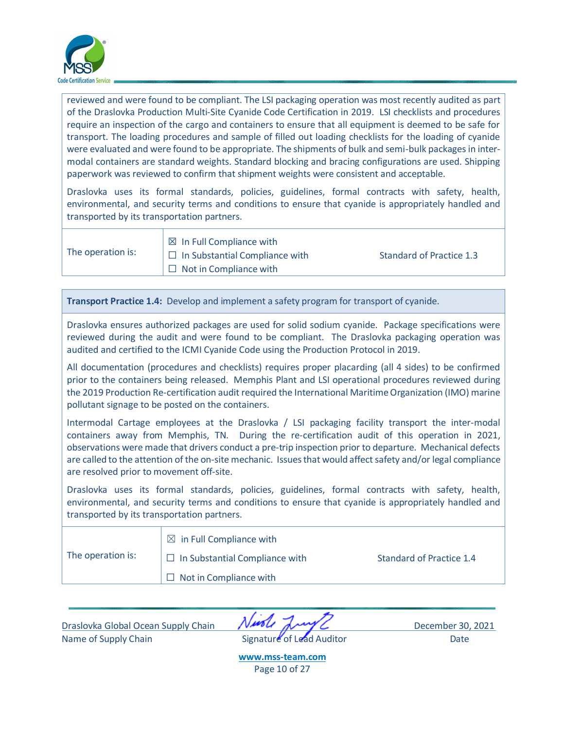reviewed and were found to be compliant. The LSI packaging operation was most recently audited as part of the Draslovka Production Multi-Site Cyanide Code Certification in 2019. LSI checklists and procedures require an inspection of the cargo and containers to ensure that all equipment is deemed to be safe for transport. The loading procedures and sample of filled out loading checklists for the loading of cyanide were evaluated and were found to be appropriate. The shipments of bulk and semi-bulk packages in inter-modal containers are standard weights. Standard blocking and bracing configurations are used. Shipping paperwork was reviewed to confirm that shipment weights were consistent and acceptable.

Draslovka uses its formal standards, policies, guidelines, formal contracts with safety, health, environmental, and security terms and conditions to ensure that cyanide is appropriately handled and transported by its transportation partners.

| The operation is: | ☒ In Full Compliance with<br>☐ In Substantial Compliance with<br>☐ Not in Compliance with | Standard of Practice 1.3 |
|---|---|---|

**Transport Practice 1.4:** Develop and implement a safety program for transport of cyanide.

Draslovka ensures authorized packages are used for solid sodium cyanide. Package specifications were reviewed during the audit and were found to be compliant. The Draslovka packaging operation was audited and certified to the ICMI Cyanide Code using the Production Protocol in 2019.

All documentation (procedures and checklists) requires proper placarding (all 4 sides) to be confirmed prior to the containers being released. Memphis Plant and LSI operational procedures reviewed during the 2019 Production Re-certification audit required the International Maritime Organization (IMO) marine pollutant signage to be posted on the containers.

Intermodal Cartage employees at the Draslovka / LSI packaging facility transport the inter-modal containers away from Memphis, TN. During the re-certification audit of this operation in 2021, observations were made that drivers conduct a pre-trip inspection prior to departure. Mechanical defects are called to the attention of the on-site mechanic. Issues that would affect safety and/or legal compliance are resolved prior to movement off-site.

Draslovka uses its formal standards, policies, guidelines, formal contracts with safety, health, environmental, and security terms and conditions to ensure that cyanide is appropriately handled and transported by its transportation partners.

| The operation is: | ☒ in Full Compliance with<br>☐ In Substantial Compliance with<br>☐ Not in Compliance with | Standard of Practice 1.4 |
|---|---|---|

Draslovka Global Ocean Supply Chain — Name of Supply Chain

Signature of Lead Auditor

December 30, 2021 — Date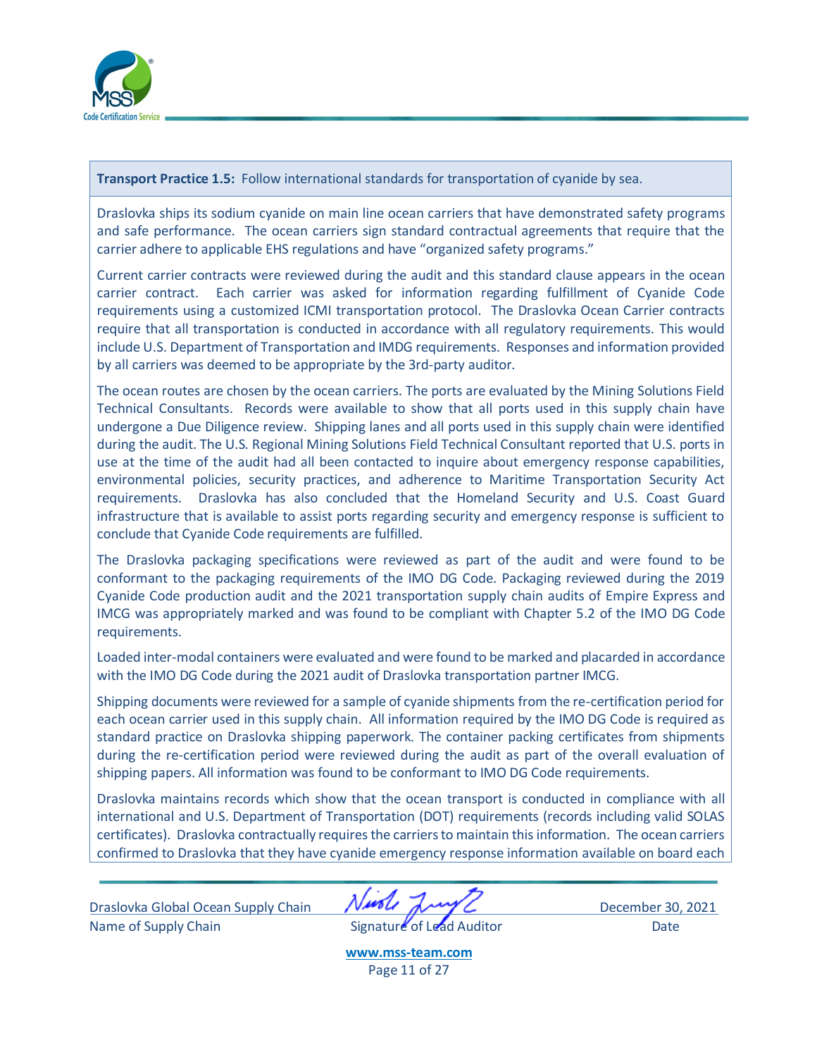**Transport Practice 1.5:** Follow international standards for transportation of cyanide by sea.

Draslovka ships its sodium cyanide on main line ocean carriers that have demonstrated safety programs and safe performance. The ocean carriers sign standard contractual agreements that require that the carrier adhere to applicable EHS regulations and have "organized safety programs."

Current carrier contracts were reviewed during the audit and this standard clause appears in the ocean carrier contract. Each carrier was asked for information regarding fulfillment of Cyanide Code requirements using a customized ICMI transportation protocol. The Draslovka Ocean Carrier contracts require that all transportation is conducted in accordance with all regulatory requirements. This would include U.S. Department of Transportation and IMDG requirements. Responses and information provided by all carriers was deemed to be appropriate by the 3rd-party auditor.

The ocean routes are chosen by the ocean carriers. The ports are evaluated by the Mining Solutions Field Technical Consultants. Records were available to show that all ports used in this supply chain have undergone a Due Diligence review. Shipping lanes and all ports used in this supply chain were identified during the audit. The U.S. Regional Mining Solutions Field Technical Consultant reported that U.S. ports in use at the time of the audit had all been contacted to inquire about emergency response capabilities, environmental policies, security practices, and adherence to Maritime Transportation Security Act requirements. Draslovka has also concluded that the Homeland Security and U.S. Coast Guard infrastructure that is available to assist ports regarding security and emergency response is sufficient to conclude that Cyanide Code requirements are fulfilled.

The Draslovka packaging specifications were reviewed as part of the audit and were found to be conformant to the packaging requirements of the IMO DG Code. Packaging reviewed during the 2019 Cyanide Code production audit and the 2021 transportation supply chain audits of Empire Express and IMCG was appropriately marked and was found to be compliant with Chapter 5.2 of the IMO DG Code requirements.

Loaded inter-modal containers were evaluated and were found to be marked and placarded in accordance with the IMO DG Code during the 2021 audit of Draslovka transportation partner IMCG.

Shipping documents were reviewed for a sample of cyanide shipments from the re-certification period for each ocean carrier used in this supply chain. All information required by the IMO DG Code is required as standard practice on Draslovka shipping paperwork. The container packing certificates from shipments during the re-certification period were reviewed during the audit as part of the overall evaluation of shipping papers. All information was found to be conformant to IMO DG Code requirements.

Draslovka maintains records which show that the ocean transport is conducted in compliance with all international and U.S. Department of Transportation (DOT) requirements (records including valid SOLAS certificates). Draslovka contractually requires the carriers to maintain this information. The ocean carriers confirmed to Draslovka that they have cyanide emergency response information available on board each

Draslovka Global Ocean Supply Chain | Signature of Lead Auditor | December 30, 2021
Name of Supply Chain | | Date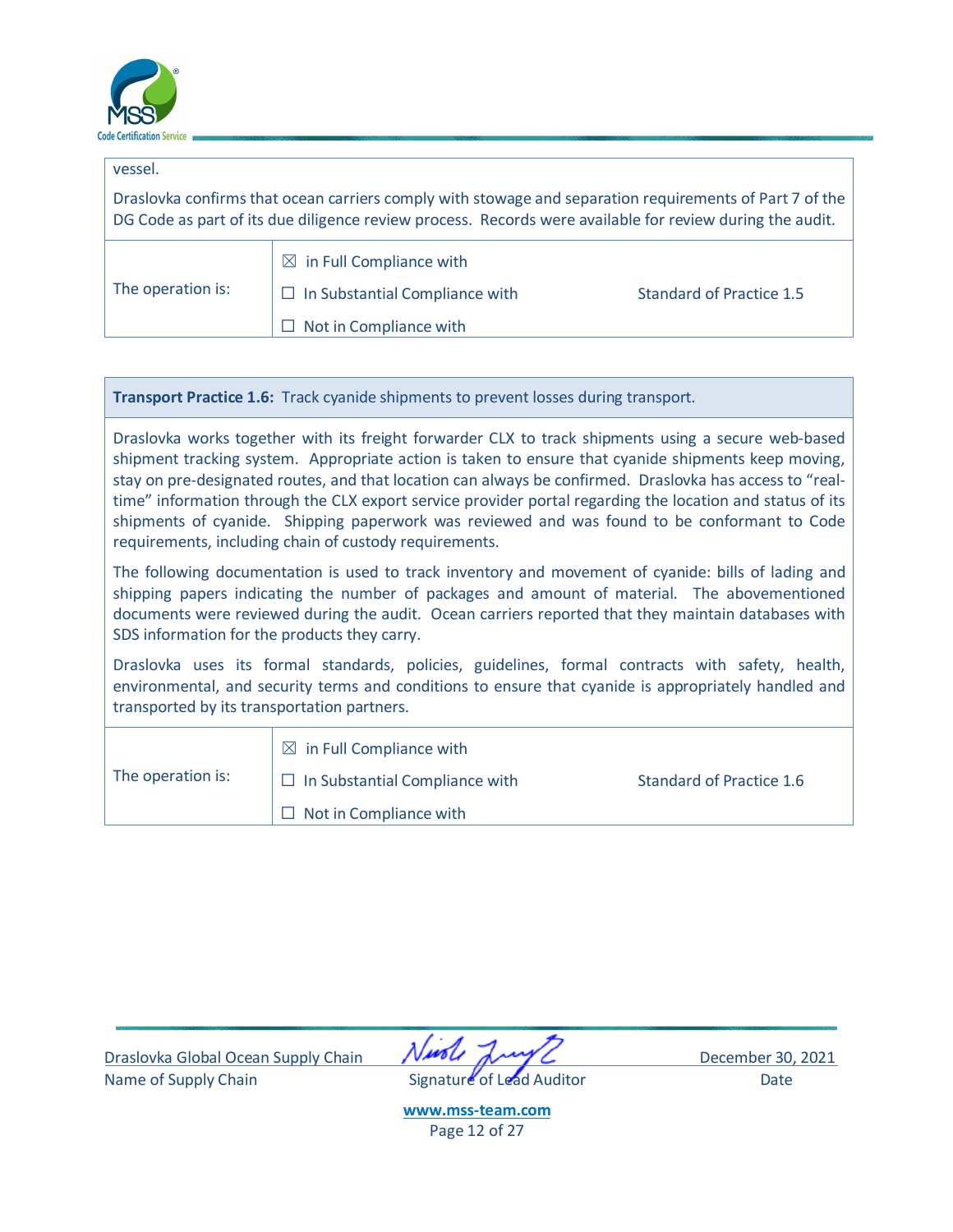vessel.

Draslovka confirms that ocean carriers comply with stowage and separation requirements of Part 7 of the DG Code as part of its due diligence review process. Records were available for review during the audit.

| The operation is: | ☒ in Full Compliance with<br>☐ In Substantial Compliance with<br>☐ Not in Compliance with | Standard of Practice 1.5 |
|---|---|---|

**Transport Practice 1.6:** Track cyanide shipments to prevent losses during transport.

Draslovka works together with its freight forwarder CLX to track shipments using a secure web-based shipment tracking system. Appropriate action is taken to ensure that cyanide shipments keep moving, stay on pre-designated routes, and that location can always be confirmed. Draslovka has access to "real-time" information through the CLX export service provider portal regarding the location and status of its shipments of cyanide. Shipping paperwork was reviewed and was found to be conformant to Code requirements, including chain of custody requirements.

The following documentation is used to track inventory and movement of cyanide: bills of lading and shipping papers indicating the number of packages and amount of material. The abovementioned documents were reviewed during the audit. Ocean carriers reported that they maintain databases with SDS information for the products they carry.

Draslovka uses its formal standards, policies, guidelines, formal contracts with safety, health, environmental, and security terms and conditions to ensure that cyanide is appropriately handled and transported by its transportation partners.

| The operation is: | ☒ in Full Compliance with<br>☐ In Substantial Compliance with<br>☐ Not in Compliance with | Standard of Practice 1.6 |
|---|---|---|

Draslovka Global Ocean Supply Chain — Name of Supply Chain

Signature of Lead Auditor

December 30, 2021 — Date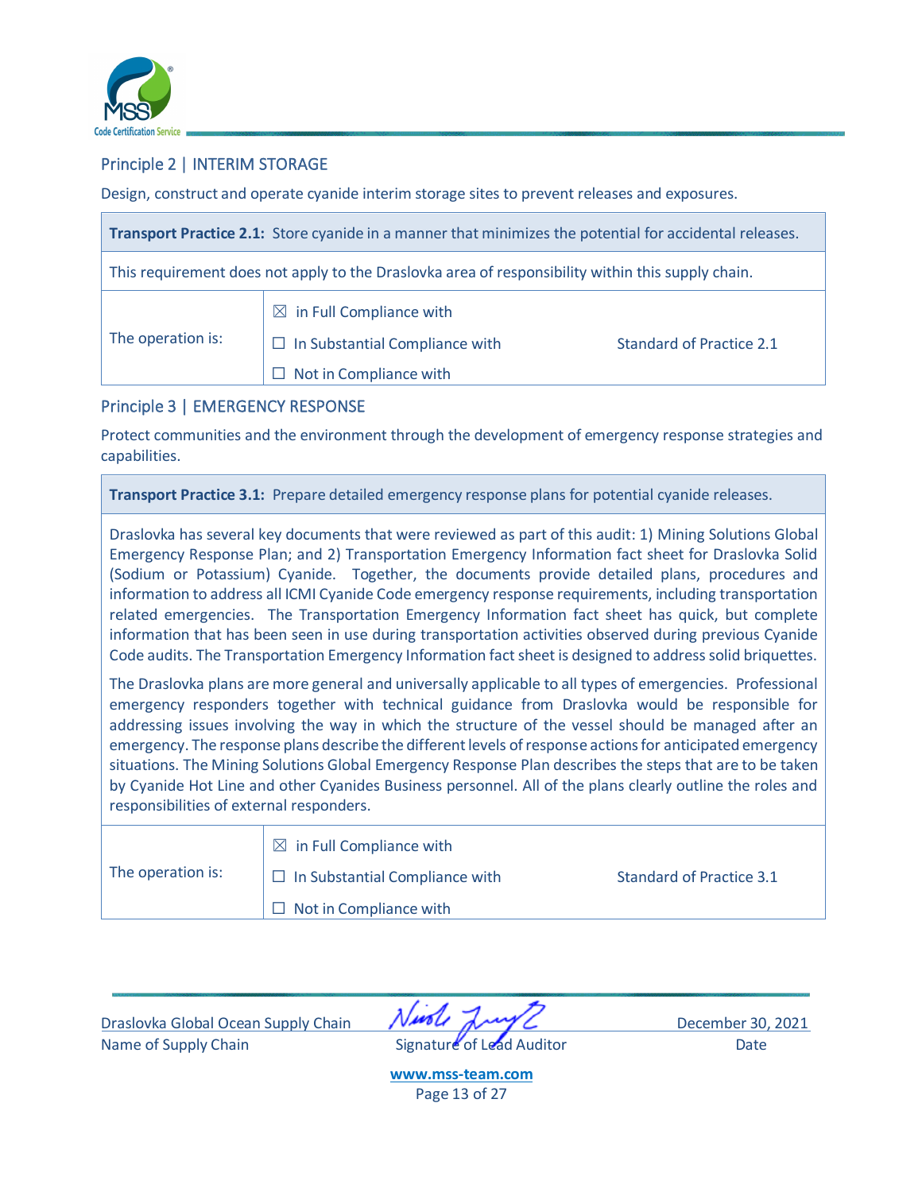## Principle 2 | INTERIM STORAGE

Design, construct and operate cyanide interim storage sites to prevent releases and exposures.

| **Transport Practice 2.1:** Store cyanide in a manner that minimizes the potential for accidental releases. | | |
|---|---|---|
| This requirement does not apply to the Draslovka area of responsibility within this supply chain. | | |
| The operation is: | ☒ in Full Compliance with<br>☐ In Substantial Compliance with<br>☐ Not in Compliance with | Standard of Practice 2.1 |

## Principle 3 | EMERGENCY RESPONSE

Protect communities and the environment through the development of emergency response strategies and capabilities.

| **Transport Practice 3.1:** Prepare detailed emergency response plans for potential cyanide releases. | | |
|---|---|---|
| Draslovka has several key documents that were reviewed as part of this audit: 1) Mining Solutions Global Emergency Response Plan; and 2) Transportation Emergency Information fact sheet for Draslovka Solid (Sodium or Potassium) Cyanide. Together, the documents provide detailed plans, procedures and information to address all ICMI Cyanide Code emergency response requirements, including transportation related emergencies. The Transportation Emergency Information fact sheet has quick, but complete information that has been seen in use during transportation activities observed during previous Cyanide Code audits. The Transportation Emergency Information fact sheet is designed to address solid briquettes.<br><br>The Draslovka plans are more general and universally applicable to all types of emergencies. Professional emergency responders together with technical guidance from Draslovka would be responsible for addressing issues involving the way in which the structure of the vessel should be managed after an emergency. The response plans describe the different levels of response actions for anticipated emergency situations. The Mining Solutions Global Emergency Response Plan describes the steps that are to be taken by Cyanide Hot Line and other Cyanides Business personnel. All of the plans clearly outline the roles and responsibilities of external responders. | | |
| The operation is: | ☒ in Full Compliance with<br>☐ In Substantial Compliance with<br>☐ Not in Compliance with | Standard of Practice 3.1 |

Draslovka Global Ocean Supply Chain — Name of Supply Chain

[Signature] — Signature of Lead Auditor

December 30, 2021 — Date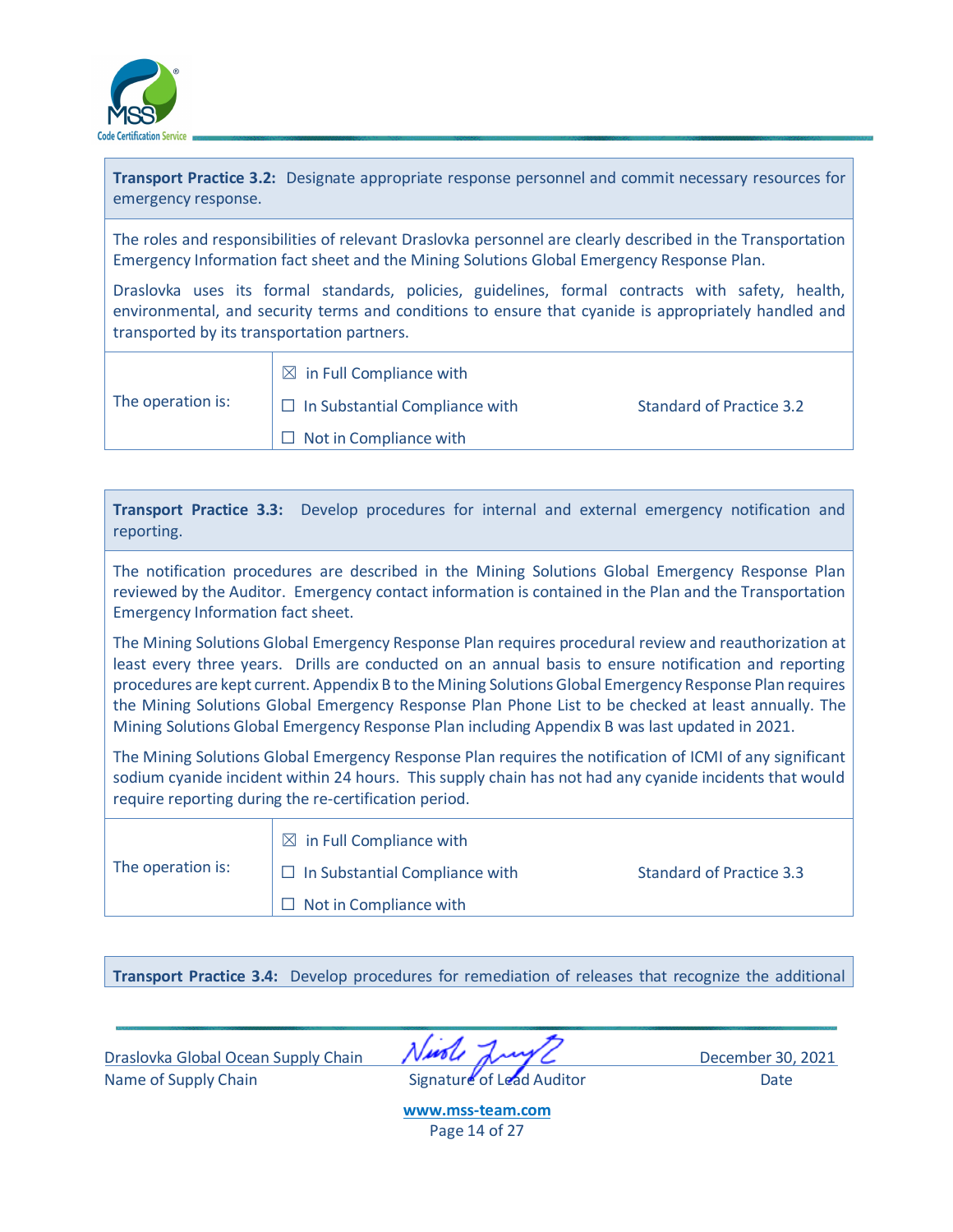**Transport Practice 3.2:** Designate appropriate response personnel and commit necessary resources for emergency response.

The roles and responsibilities of relevant Draslovka personnel are clearly described in the Transportation Emergency Information fact sheet and the Mining Solutions Global Emergency Response Plan.

Draslovka uses its formal standards, policies, guidelines, formal contracts with safety, health, environmental, and security terms and conditions to ensure that cyanide is appropriately handled and transported by its transportation partners.

| The operation is: | ☒ in Full Compliance with<br>☐ In Substantial Compliance with<br>☐ Not in Compliance with | Standard of Practice 3.2 |
|---|---|---|

**Transport Practice 3.3:** Develop procedures for internal and external emergency notification and reporting.

The notification procedures are described in the Mining Solutions Global Emergency Response Plan reviewed by the Auditor. Emergency contact information is contained in the Plan and the Transportation Emergency Information fact sheet.

The Mining Solutions Global Emergency Response Plan requires procedural review and reauthorization at least every three years. Drills are conducted on an annual basis to ensure notification and reporting procedures are kept current. Appendix B to the Mining Solutions Global Emergency Response Plan requires the Mining Solutions Global Emergency Response Plan Phone List to be checked at least annually. The Mining Solutions Global Emergency Response Plan including Appendix B was last updated in 2021.

The Mining Solutions Global Emergency Response Plan requires the notification of ICMI of any significant sodium cyanide incident within 24 hours. This supply chain has not had any cyanide incidents that would require reporting during the re-certification period.

| The operation is: | ☒ in Full Compliance with<br>☐ In Substantial Compliance with<br>☐ Not in Compliance with | Standard of Practice 3.3 |
|---|---|---|

**Transport Practice 3.4:** Develop procedures for remediation of releases that recognize the additional

Draslovka Global Ocean Supply Chain
Name of Supply Chain

Signature of Lead Auditor

December 30, 2021
Date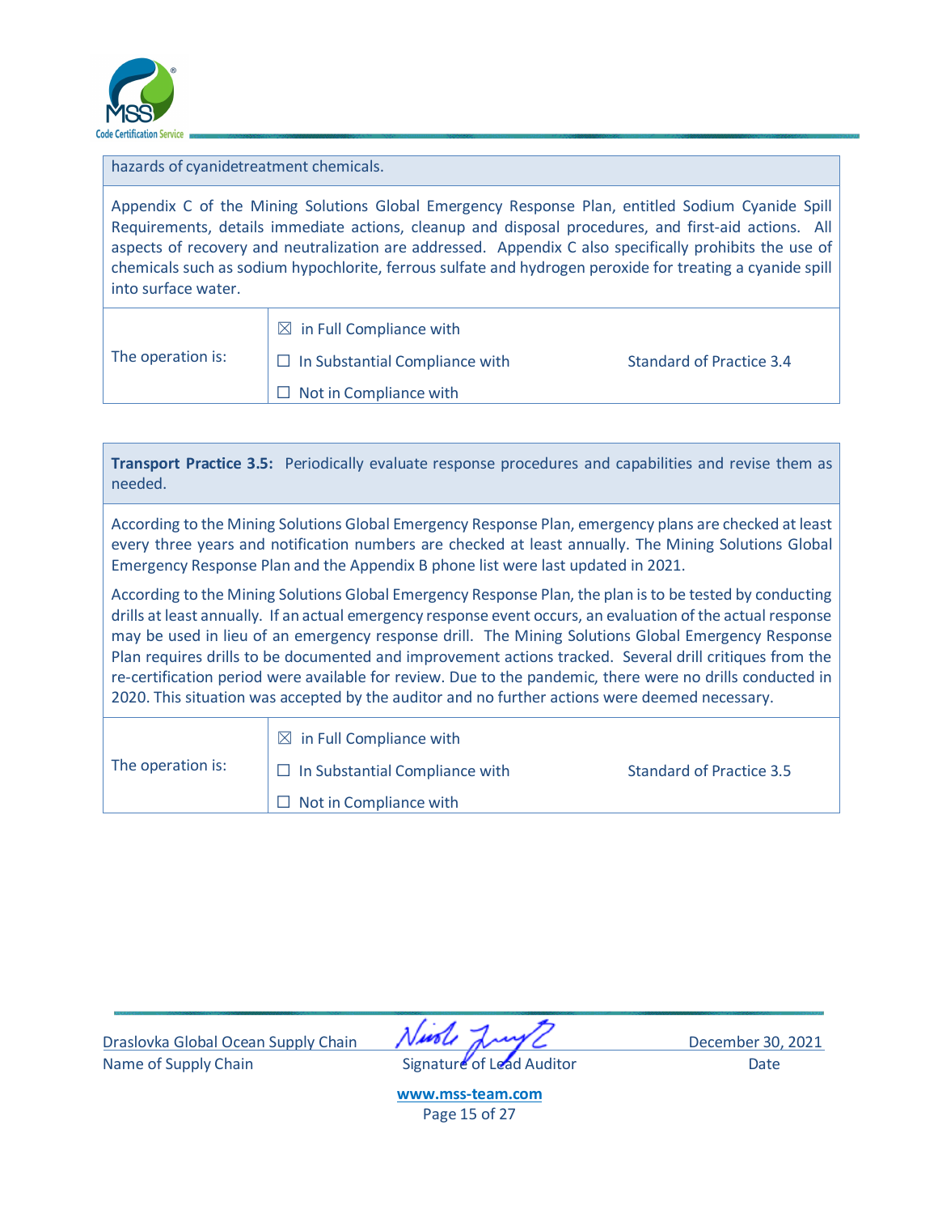| hazards of cyanidetreatment chemicals. | | |
|---|---|---|
| Appendix C of the Mining Solutions Global Emergency Response Plan, entitled Sodium Cyanide Spill Requirements, details immediate actions, cleanup and disposal procedures, and first-aid actions. All aspects of recovery and neutralization are addressed. Appendix C also specifically prohibits the use of chemicals such as sodium hypochlorite, ferrous sulfate and hydrogen peroxide for treating a cyanide spill into surface water. | | |
| The operation is: | ☒ in Full Compliance with<br>☐ In Substantial Compliance with<br>☐ Not in Compliance with | Standard of Practice 3.4 |

| **Transport Practice 3.5:** Periodically evaluate response procedures and capabilities and revise them as needed. | | |
|---|---|---|
| According to the Mining Solutions Global Emergency Response Plan, emergency plans are checked at least every three years and notification numbers are checked at least annually. The Mining Solutions Global Emergency Response Plan and the Appendix B phone list were last updated in 2021.<br><br>According to the Mining Solutions Global Emergency Response Plan, the plan is to be tested by conducting drills at least annually. If an actual emergency response event occurs, an evaluation of the actual response may be used in lieu of an emergency response drill. The Mining Solutions Global Emergency Response Plan requires drills to be documented and improvement actions tracked. Several drill critiques from the re-certification period were available for review. Due to the pandemic, there were no drills conducted in 2020. This situation was accepted by the auditor and no further actions were deemed necessary. | | |
| The operation is: | ☒ in Full Compliance with<br>☐ In Substantial Compliance with<br>☐ Not in Compliance with | Standard of Practice 3.5 |

Draslovka Global Ocean Supply Chain — Name of Supply Chain

Signature of Lead Auditor

December 30, 2021 — Date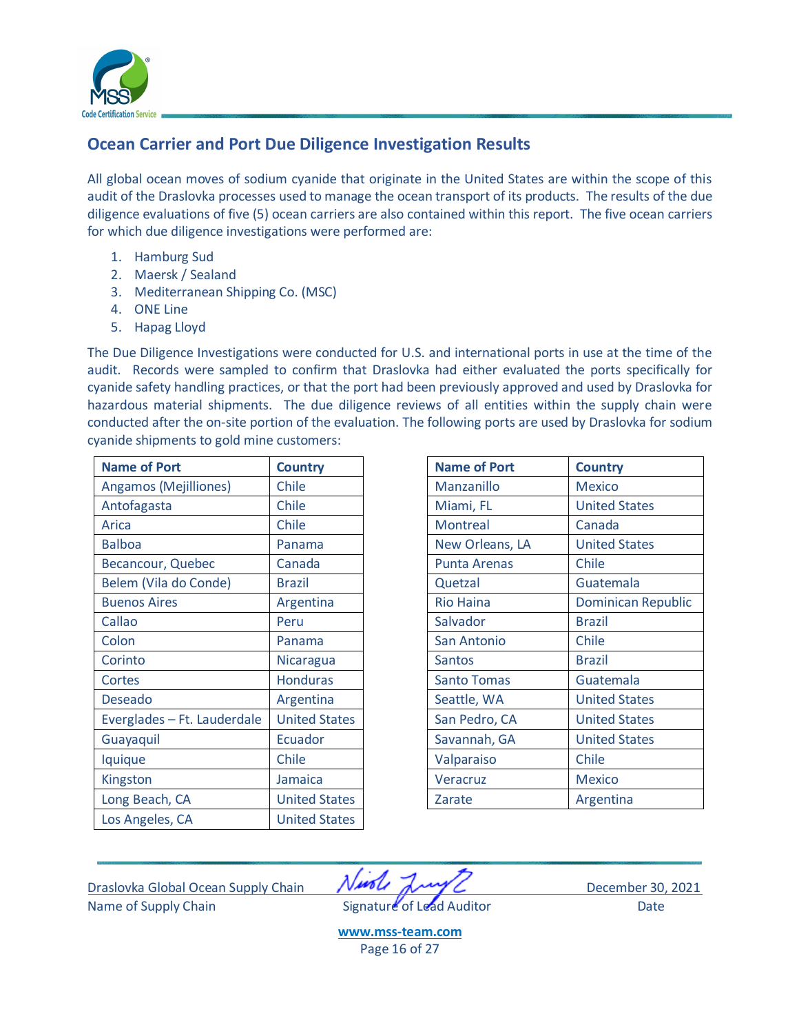## Ocean Carrier and Port Due Diligence Investigation Results

All global ocean moves of sodium cyanide that originate in the United States are within the scope of this audit of the Draslovka processes used to manage the ocean transport of its products. The results of the due diligence evaluations of five (5) ocean carriers are also contained within this report. The five ocean carriers for which due diligence investigations were performed are:

1. Hamburg Sud
2. Maersk / Sealand
3. Mediterranean Shipping Co. (MSC)
4. ONE Line
5. Hapag Lloyd

The Due Diligence Investigations were conducted for U.S. and international ports in use at the time of the audit. Records were sampled to confirm that Draslovka had either evaluated the ports specifically for cyanide safety handling practices, or that the port had been previously approved and used by Draslovka for hazardous material shipments. The due diligence reviews of all entities within the supply chain were conducted after the on-site portion of the evaluation. The following ports are used by Draslovka for sodium cyanide shipments to gold mine customers:

| Name of Port | Country |
|---|---|
| Angamos (Mejilliones) | Chile |
| Antofagasta | Chile |
| Arica | Chile |
| Balboa | Panama |
| Becancour, Quebec | Canada |
| Belem (Vila do Conde) | Brazil |
| Buenos Aires | Argentina |
| Callao | Peru |
| Colon | Panama |
| Corinto | Nicaragua |
| Cortes | Honduras |
| Deseado | Argentina |
| Everglades – Ft. Lauderdale | United States |
| Guayaquil | Ecuador |
| Iquique | Chile |
| Kingston | Jamaica |
| Long Beach, CA | United States |
| Los Angeles, CA | United States |

| Name of Port | Country |
|---|---|
| Manzanillo | Mexico |
| Miami, FL | United States |
| Montreal | Canada |
| New Orleans, LA | United States |
| Punta Arenas | Chile |
| Quetzal | Guatemala |
| Rio Haina | Dominican Republic |
| Salvador | Brazil |
| San Antonio | Chile |
| Santos | Brazil |
| Santo Tomas | Guatemala |
| Seattle, WA | United States |
| San Pedro, CA | United States |
| Savannah, GA | United States |
| Valparaiso | Chile |
| Veracruz | Mexico |
| Zarate | Argentina |

Draslovka Global Ocean Supply Chain — Name of Supply Chain
Signature of Lead Auditor
December 30, 2021 — Date

www.mss-team.com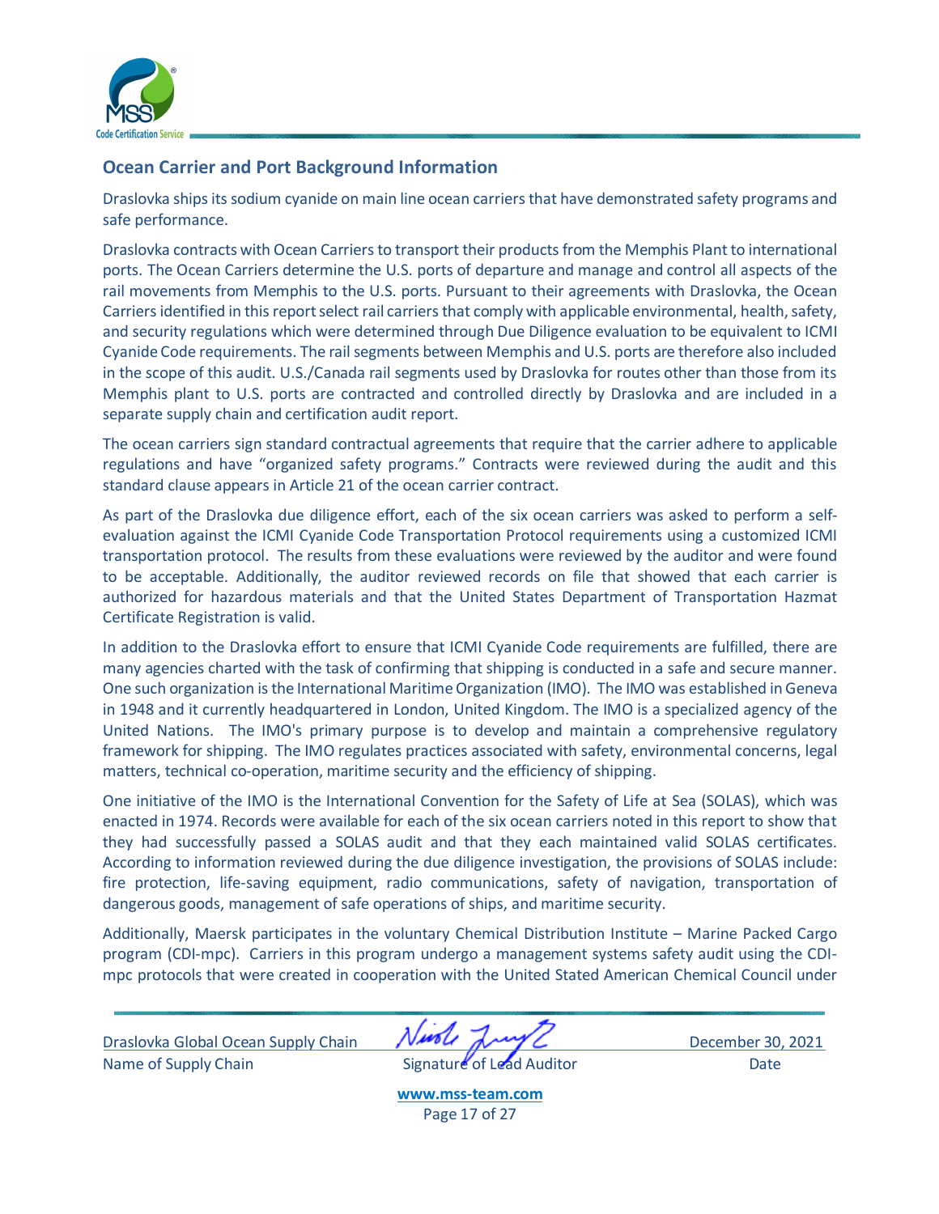## Ocean Carrier and Port Background Information

Draslovka ships its sodium cyanide on main line ocean carriers that have demonstrated safety programs and safe performance.

Draslovka contracts with Ocean Carriers to transport their products from the Memphis Plant to international ports. The Ocean Carriers determine the U.S. ports of departure and manage and control all aspects of the rail movements from Memphis to the U.S. ports. Pursuant to their agreements with Draslovka, the Ocean Carriers identified in this report select rail carriers that comply with applicable environmental, health, safety, and security regulations which were determined through Due Diligence evaluation to be equivalent to ICMI Cyanide Code requirements. The rail segments between Memphis and U.S. ports are therefore also included in the scope of this audit. U.S./Canada rail segments used by Draslovka for routes other than those from its Memphis plant to U.S. ports are contracted and controlled directly by Draslovka and are included in a separate supply chain and certification audit report.

The ocean carriers sign standard contractual agreements that require that the carrier adhere to applicable regulations and have "organized safety programs." Contracts were reviewed during the audit and this standard clause appears in Article 21 of the ocean carrier contract.

As part of the Draslovka due diligence effort, each of the six ocean carriers was asked to perform a self-evaluation against the ICMI Cyanide Code Transportation Protocol requirements using a customized ICMI transportation protocol. The results from these evaluations were reviewed by the auditor and were found to be acceptable. Additionally, the auditor reviewed records on file that showed that each carrier is authorized for hazardous materials and that the United States Department of Transportation Hazmat Certificate Registration is valid.

In addition to the Draslovka effort to ensure that ICMI Cyanide Code requirements are fulfilled, there are many agencies charted with the task of confirming that shipping is conducted in a safe and secure manner. One such organization is the International Maritime Organization (IMO). The IMO was established in Geneva in 1948 and it currently headquartered in London, United Kingdom. The IMO is a specialized agency of the United Nations. The IMO's primary purpose is to develop and maintain a comprehensive regulatory framework for shipping. The IMO regulates practices associated with safety, environmental concerns, legal matters, technical co-operation, maritime security and the efficiency of shipping.

One initiative of the IMO is the International Convention for the Safety of Life at Sea (SOLAS), which was enacted in 1974. Records were available for each of the six ocean carriers noted in this report to show that they had successfully passed a SOLAS audit and that they each maintained valid SOLAS certificates. According to information reviewed during the due diligence investigation, the provisions of SOLAS include: fire protection, life-saving equipment, radio communications, safety of navigation, transportation of dangerous goods, management of safe operations of ships, and maritime security.

Additionally, Maersk participates in the voluntary Chemical Distribution Institute – Marine Packed Cargo program (CDI-mpc). Carriers in this program undergo a management systems safety audit using the CDI-mpc protocols that were created in cooperation with the United Stated American Chemical Council under

Draslovka Global Ocean Supply Chain | Signature of Lead Auditor | December 30, 2021
Name of Supply Chain | | Date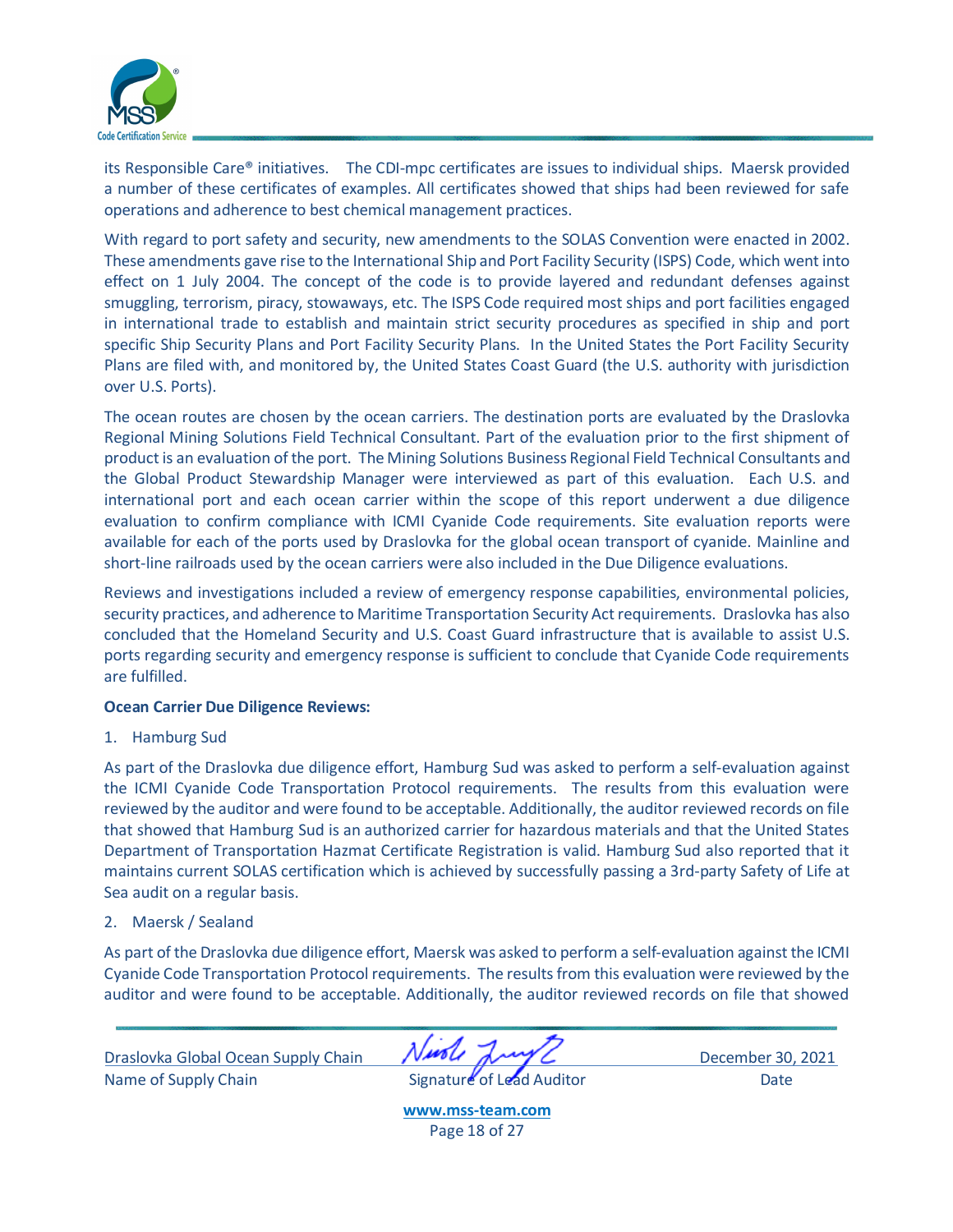its Responsible Care® initiatives. The CDI-mpc certificates are issues to individual ships. Maersk provided a number of these certificates of examples. All certificates showed that ships had been reviewed for safe operations and adherence to best chemical management practices.

With regard to port safety and security, new amendments to the SOLAS Convention were enacted in 2002. These amendments gave rise to the International Ship and Port Facility Security (ISPS) Code, which went into effect on 1 July 2004. The concept of the code is to provide layered and redundant defenses against smuggling, terrorism, piracy, stowaways, etc. The ISPS Code required most ships and port facilities engaged in international trade to establish and maintain strict security procedures as specified in ship and port specific Ship Security Plans and Port Facility Security Plans. In the United States the Port Facility Security Plans are filed with, and monitored by, the United States Coast Guard (the U.S. authority with jurisdiction over U.S. Ports).

The ocean routes are chosen by the ocean carriers. The destination ports are evaluated by the Draslovka Regional Mining Solutions Field Technical Consultant. Part of the evaluation prior to the first shipment of product is an evaluation of the port. The Mining Solutions Business Regional Field Technical Consultants and the Global Product Stewardship Manager were interviewed as part of this evaluation. Each U.S. and international port and each ocean carrier within the scope of this report underwent a due diligence evaluation to confirm compliance with ICMI Cyanide Code requirements. Site evaluation reports were available for each of the ports used by Draslovka for the global ocean transport of cyanide. Mainline and short-line railroads used by the ocean carriers were also included in the Due Diligence evaluations.

Reviews and investigations included a review of emergency response capabilities, environmental policies, security practices, and adherence to Maritime Transportation Security Act requirements. Draslovka has also concluded that the Homeland Security and U.S. Coast Guard infrastructure that is available to assist U.S. ports regarding security and emergency response is sufficient to conclude that Cyanide Code requirements are fulfilled.

**Ocean Carrier Due Diligence Reviews:**

1. Hamburg Sud

As part of the Draslovka due diligence effort, Hamburg Sud was asked to perform a self-evaluation against the ICMI Cyanide Code Transportation Protocol requirements. The results from this evaluation were reviewed by the auditor and were found to be acceptable. Additionally, the auditor reviewed records on file that showed that Hamburg Sud is an authorized carrier for hazardous materials and that the United States Department of Transportation Hazmat Certificate Registration is valid. Hamburg Sud also reported that it maintains current SOLAS certification which is achieved by successfully passing a 3rd-party Safety of Life at Sea audit on a regular basis.

2. Maersk / Sealand

As part of the Draslovka due diligence effort, Maersk was asked to perform a self-evaluation against the ICMI Cyanide Code Transportation Protocol requirements. The results from this evaluation were reviewed by the auditor and were found to be acceptable. Additionally, the auditor reviewed records on file that showed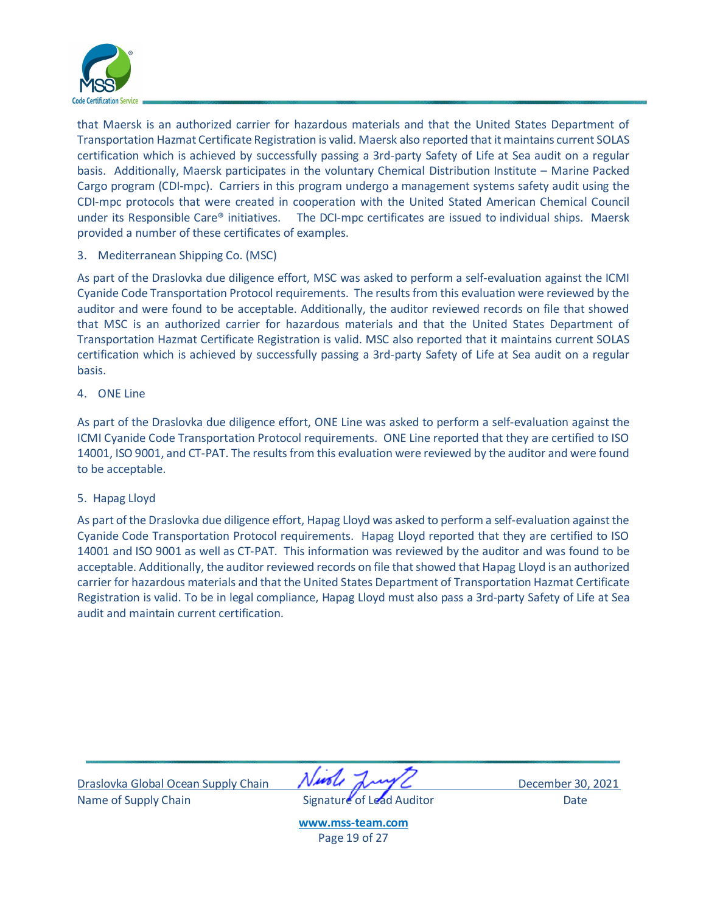that Maersk is an authorized carrier for hazardous materials and that the United States Department of Transportation Hazmat Certificate Registration is valid. Maersk also reported that it maintains current SOLAS certification which is achieved by successfully passing a 3rd-party Safety of Life at Sea audit on a regular basis. Additionally, Maersk participates in the voluntary Chemical Distribution Institute – Marine Packed Cargo program (CDI-mpc). Carriers in this program undergo a management systems safety audit using the CDI-mpc protocols that were created in cooperation with the United Stated American Chemical Council under its Responsible Care® initiatives. The DCI-mpc certificates are issued to individual ships. Maersk provided a number of these certificates of examples.

3. Mediterranean Shipping Co. (MSC)

As part of the Draslovka due diligence effort, MSC was asked to perform a self-evaluation against the ICMI Cyanide Code Transportation Protocol requirements. The results from this evaluation were reviewed by the auditor and were found to be acceptable. Additionally, the auditor reviewed records on file that showed that MSC is an authorized carrier for hazardous materials and that the United States Department of Transportation Hazmat Certificate Registration is valid. MSC also reported that it maintains current SOLAS certification which is achieved by successfully passing a 3rd-party Safety of Life at Sea audit on a regular basis.

4. ONE Line

As part of the Draslovka due diligence effort, ONE Line was asked to perform a self-evaluation against the ICMI Cyanide Code Transportation Protocol requirements. ONE Line reported that they are certified to ISO 14001, ISO 9001, and CT-PAT. The results from this evaluation were reviewed by the auditor and were found to be acceptable.

5. Hapag Lloyd

As part of the Draslovka due diligence effort, Hapag Lloyd was asked to perform a self-evaluation against the Cyanide Code Transportation Protocol requirements. Hapag Lloyd reported that they are certified to ISO 14001 and ISO 9001 as well as CT-PAT. This information was reviewed by the auditor and was found to be acceptable. Additionally, the auditor reviewed records on file that showed that Hapag Lloyd is an authorized carrier for hazardous materials and that the United States Department of Transportation Hazmat Certificate Registration is valid. To be in legal compliance, Hapag Lloyd must also pass a 3rd-party Safety of Life at Sea audit and maintain current certification.

| Draslovka Global Ocean Supply Chain | [signature] | December 30, 2021 |
|---|---|---|
| Name of Supply Chain | Signature of Lead Auditor | Date |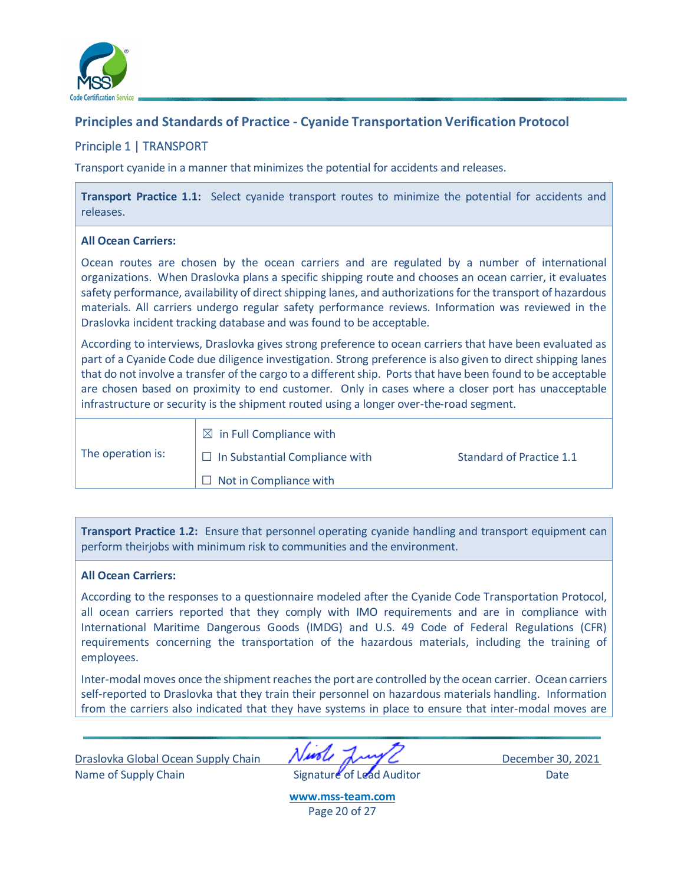## Principles and Standards of Practice - Cyanide Transportation Verification Protocol

### Principle 1 | TRANSPORT

Transport cyanide in a manner that minimizes the potential for accidents and releases.

**Transport Practice 1.1:** Select cyanide transport routes to minimize the potential for accidents and releases.

**All Ocean Carriers:**

Ocean routes are chosen by the ocean carriers and are regulated by a number of international organizations. When Draslovka plans a specific shipping route and chooses an ocean carrier, it evaluates safety performance, availability of direct shipping lanes, and authorizations for the transport of hazardous materials. All carriers undergo regular safety performance reviews. Information was reviewed in the Draslovka incident tracking database and was found to be acceptable.

According to interviews, Draslovka gives strong preference to ocean carriers that have been evaluated as part of a Cyanide Code due diligence investigation. Strong preference is also given to direct shipping lanes that do not involve a transfer of the cargo to a different ship. Ports that have been found to be acceptable are chosen based on proximity to end customer. Only in cases where a closer port has unacceptable infrastructure or security is the shipment routed using a longer over-the-road segment.

| The operation is: | ☒ in Full Compliance with | Standard of Practice 1.1 |
|---|---|---|
| | ☐ In Substantial Compliance with | |
| | ☐ Not in Compliance with | |

**Transport Practice 1.2:** Ensure that personnel operating cyanide handling and transport equipment can perform theirjobs with minimum risk to communities and the environment.

**All Ocean Carriers:**

According to the responses to a questionnaire modeled after the Cyanide Code Transportation Protocol, all ocean carriers reported that they comply with IMO requirements and are in compliance with International Maritime Dangerous Goods (IMDG) and U.S. 49 Code of Federal Regulations (CFR) requirements concerning the transportation of the hazardous materials, including the training of employees.

Inter-modal moves once the shipment reaches the port are controlled by the ocean carrier. Ocean carriers self-reported to Draslovka that they train their personnel on hazardous materials handling. Information from the carriers also indicated that they have systems in place to ensure that inter-modal moves are

Draslovka Global Ocean Supply Chain
Name of Supply Chain

Signature of Lead Auditor

December 30, 2021
Date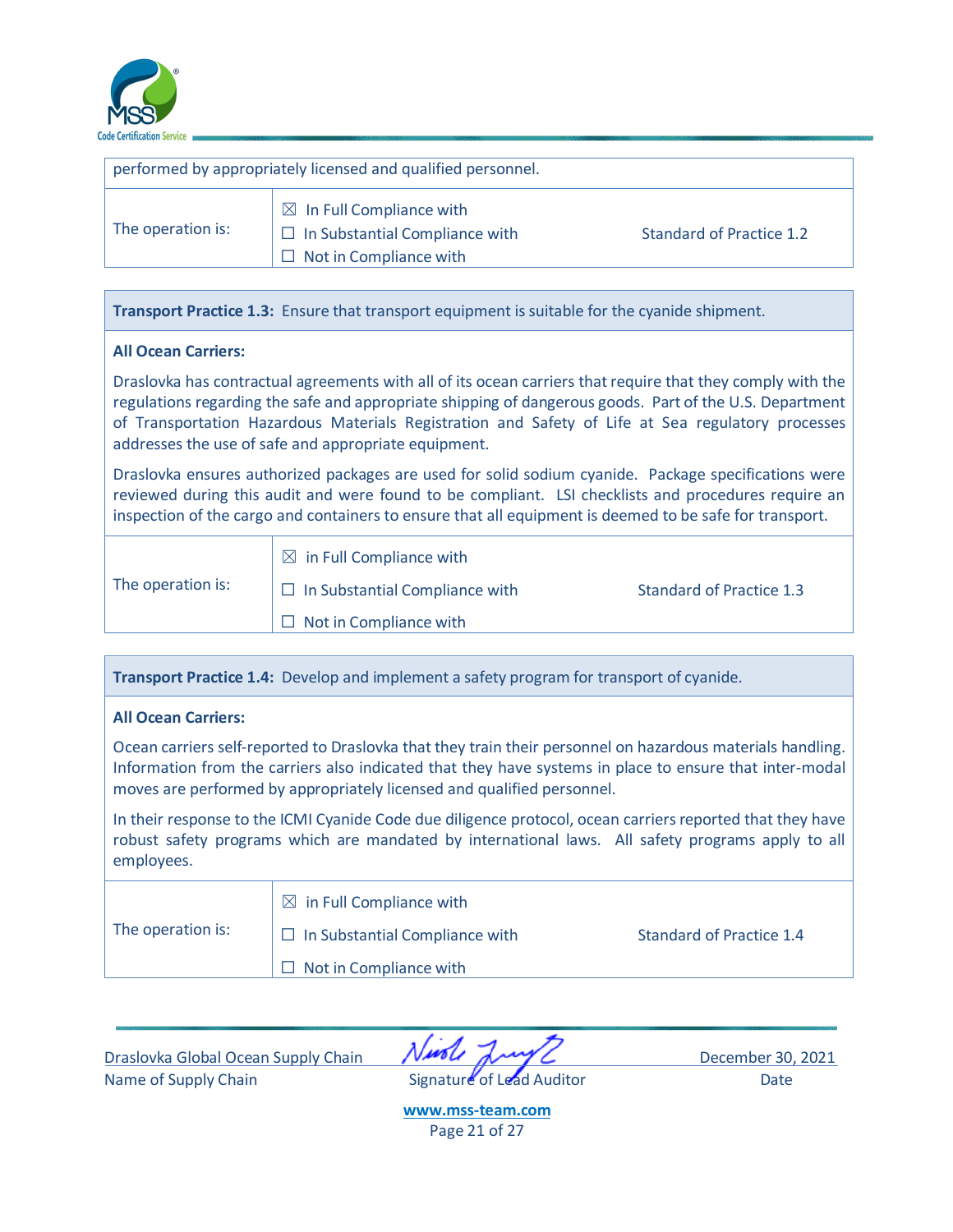performed by appropriately licensed and qualified personnel.

| The operation is: | ☒ In Full Compliance with<br>☐ In Substantial Compliance with<br>☐ Not in Compliance with | Standard of Practice 1.2 |
|---|---|---|

**Transport Practice 1.3:** Ensure that transport equipment is suitable for the cyanide shipment.

**All Ocean Carriers:**

Draslovka has contractual agreements with all of its ocean carriers that require that they comply with the regulations regarding the safe and appropriate shipping of dangerous goods. Part of the U.S. Department of Transportation Hazardous Materials Registration and Safety of Life at Sea regulatory processes addresses the use of safe and appropriate equipment.

Draslovka ensures authorized packages are used for solid sodium cyanide. Package specifications were reviewed during this audit and were found to be compliant. LSI checklists and procedures require an inspection of the cargo and containers to ensure that all equipment is deemed to be safe for transport.

| The operation is: | ☒ in Full Compliance with<br>☐ In Substantial Compliance with<br>☐ Not in Compliance with | Standard of Practice 1.3 |
|---|---|---|

**Transport Practice 1.4:** Develop and implement a safety program for transport of cyanide.

**All Ocean Carriers:**

Ocean carriers self-reported to Draslovka that they train their personnel on hazardous materials handling. Information from the carriers also indicated that they have systems in place to ensure that inter-modal moves are performed by appropriately licensed and qualified personnel.

In their response to the ICMI Cyanide Code due diligence protocol, ocean carriers reported that they have robust safety programs which are mandated by international laws. All safety programs apply to all employees.

| The operation is: | ☒ in Full Compliance with<br>☐ In Substantial Compliance with<br>☐ Not in Compliance with | Standard of Practice 1.4 |
|---|---|---|

Draslovka Global Ocean Supply Chain — Name of Supply Chain

Signature of Lead Auditor

December 30, 2021 — Date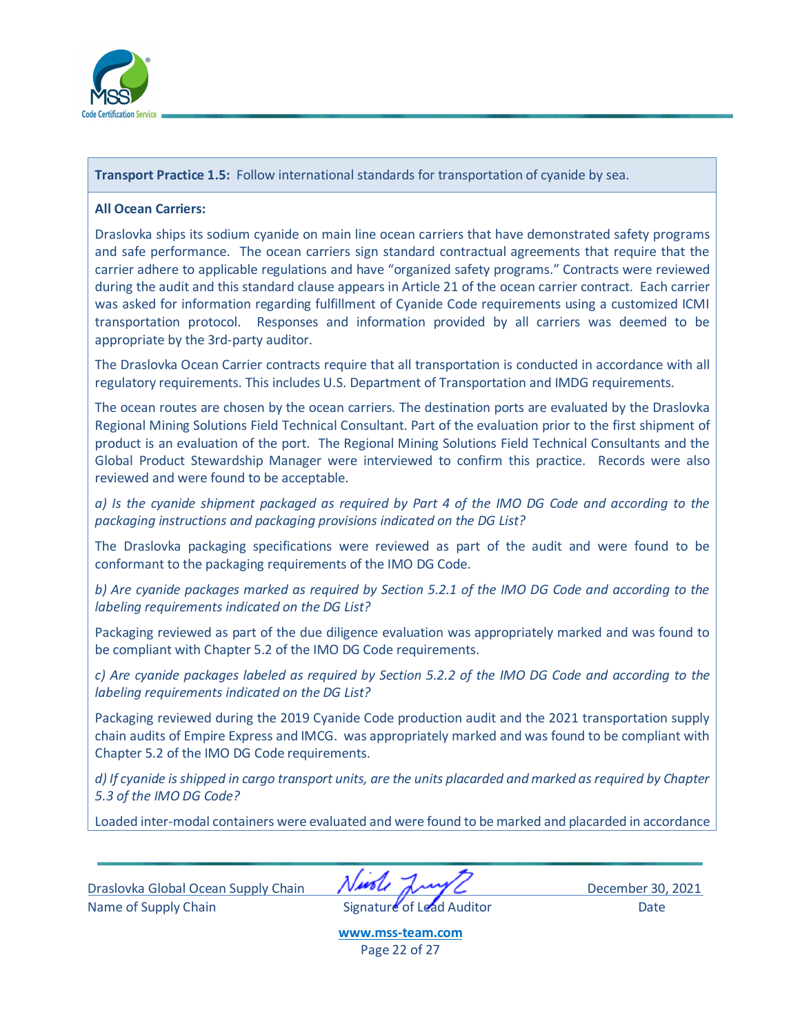**Transport Practice 1.5:** Follow international standards for transportation of cyanide by sea.

**All Ocean Carriers:**

Draslovka ships its sodium cyanide on main line ocean carriers that have demonstrated safety programs and safe performance. The ocean carriers sign standard contractual agreements that require that the carrier adhere to applicable regulations and have "organized safety programs." Contracts were reviewed during the audit and this standard clause appears in Article 21 of the ocean carrier contract. Each carrier was asked for information regarding fulfillment of Cyanide Code requirements using a customized ICMI transportation protocol. Responses and information provided by all carriers was deemed to be appropriate by the 3rd-party auditor.

The Draslovka Ocean Carrier contracts require that all transportation is conducted in accordance with all regulatory requirements. This includes U.S. Department of Transportation and IMDG requirements.

The ocean routes are chosen by the ocean carriers. The destination ports are evaluated by the Draslovka Regional Mining Solutions Field Technical Consultant. Part of the evaluation prior to the first shipment of product is an evaluation of the port. The Regional Mining Solutions Field Technical Consultants and the Global Product Stewardship Manager were interviewed to confirm this practice. Records were also reviewed and were found to be acceptable.

*a) Is the cyanide shipment packaged as required by Part 4 of the IMO DG Code and according to the packaging instructions and packaging provisions indicated on the DG List?*

The Draslovka packaging specifications were reviewed as part of the audit and were found to be conformant to the packaging requirements of the IMO DG Code.

*b) Are cyanide packages marked as required by Section 5.2.1 of the IMO DG Code and according to the labeling requirements indicated on the DG List?*

Packaging reviewed as part of the due diligence evaluation was appropriately marked and was found to be compliant with Chapter 5.2 of the IMO DG Code requirements.

*c) Are cyanide packages labeled as required by Section 5.2.2 of the IMO DG Code and according to the labeling requirements indicated on the DG List?*

Packaging reviewed during the 2019 Cyanide Code production audit and the 2021 transportation supply chain audits of Empire Express and IMCG. was appropriately marked and was found to be compliant with Chapter 5.2 of the IMO DG Code requirements.

*d) If cyanide is shipped in cargo transport units, are the units placarded and marked as required by Chapter 5.3 of the IMO DG Code?*

Loaded inter-modal containers were evaluated and were found to be marked and placarded in accordance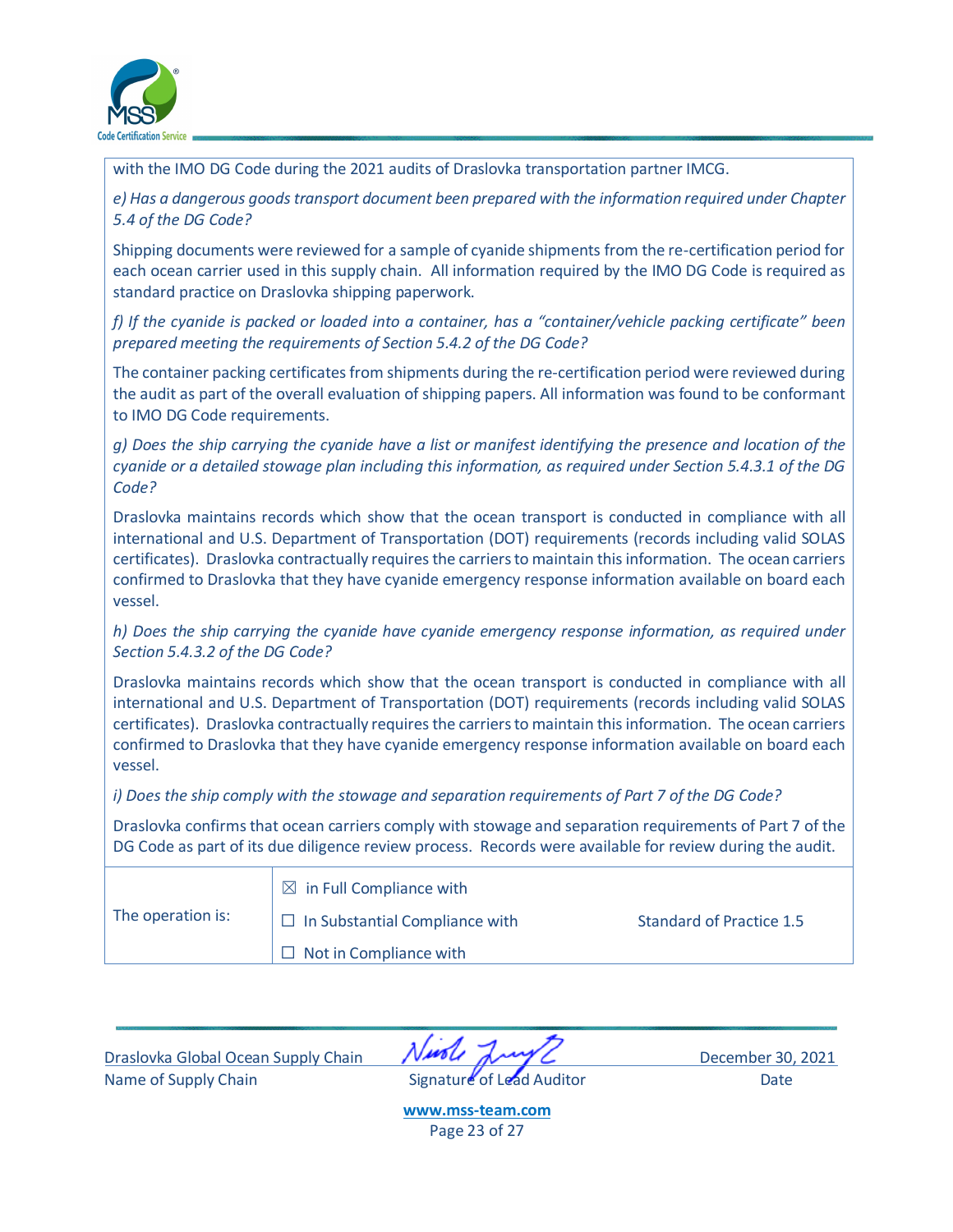with the IMO DG Code during the 2021 audits of Draslovka transportation partner IMCG.

*e) Has a dangerous goods transport document been prepared with the information required under Chapter 5.4 of the DG Code?*

Shipping documents were reviewed for a sample of cyanide shipments from the re-certification period for each ocean carrier used in this supply chain. All information required by the IMO DG Code is required as standard practice on Draslovka shipping paperwork.

*f) If the cyanide is packed or loaded into a container, has a "container/vehicle packing certificate" been prepared meeting the requirements of Section 5.4.2 of the DG Code?*

The container packing certificates from shipments during the re-certification period were reviewed during the audit as part of the overall evaluation of shipping papers. All information was found to be conformant to IMO DG Code requirements.

*g) Does the ship carrying the cyanide have a list or manifest identifying the presence and location of the cyanide or a detailed stowage plan including this information, as required under Section 5.4.3.1 of the DG Code?*

Draslovka maintains records which show that the ocean transport is conducted in compliance with all international and U.S. Department of Transportation (DOT) requirements (records including valid SOLAS certificates). Draslovka contractually requires the carriers to maintain this information. The ocean carriers confirmed to Draslovka that they have cyanide emergency response information available on board each vessel.

*h) Does the ship carrying the cyanide have cyanide emergency response information, as required under Section 5.4.3.2 of the DG Code?*

Draslovka maintains records which show that the ocean transport is conducted in compliance with all international and U.S. Department of Transportation (DOT) requirements (records including valid SOLAS certificates). Draslovka contractually requires the carriers to maintain this information. The ocean carriers confirmed to Draslovka that they have cyanide emergency response information available on board each vessel.

*i) Does the ship comply with the stowage and separation requirements of Part 7 of the DG Code?*

Draslovka confirms that ocean carriers comply with stowage and separation requirements of Part 7 of the DG Code as part of its due diligence review process. Records were available for review during the audit.

| The operation is: | ☒ in Full Compliance with | |
|---|---|---|
| | ☐ In Substantial Compliance with | Standard of Practice 1.5 |
| | ☐ Not in Compliance with | |

Draslovka Global Ocean Supply Chain — Name of Supply Chain

Signature of Lead Auditor

December 30, 2021 — Date

www.mss-team.com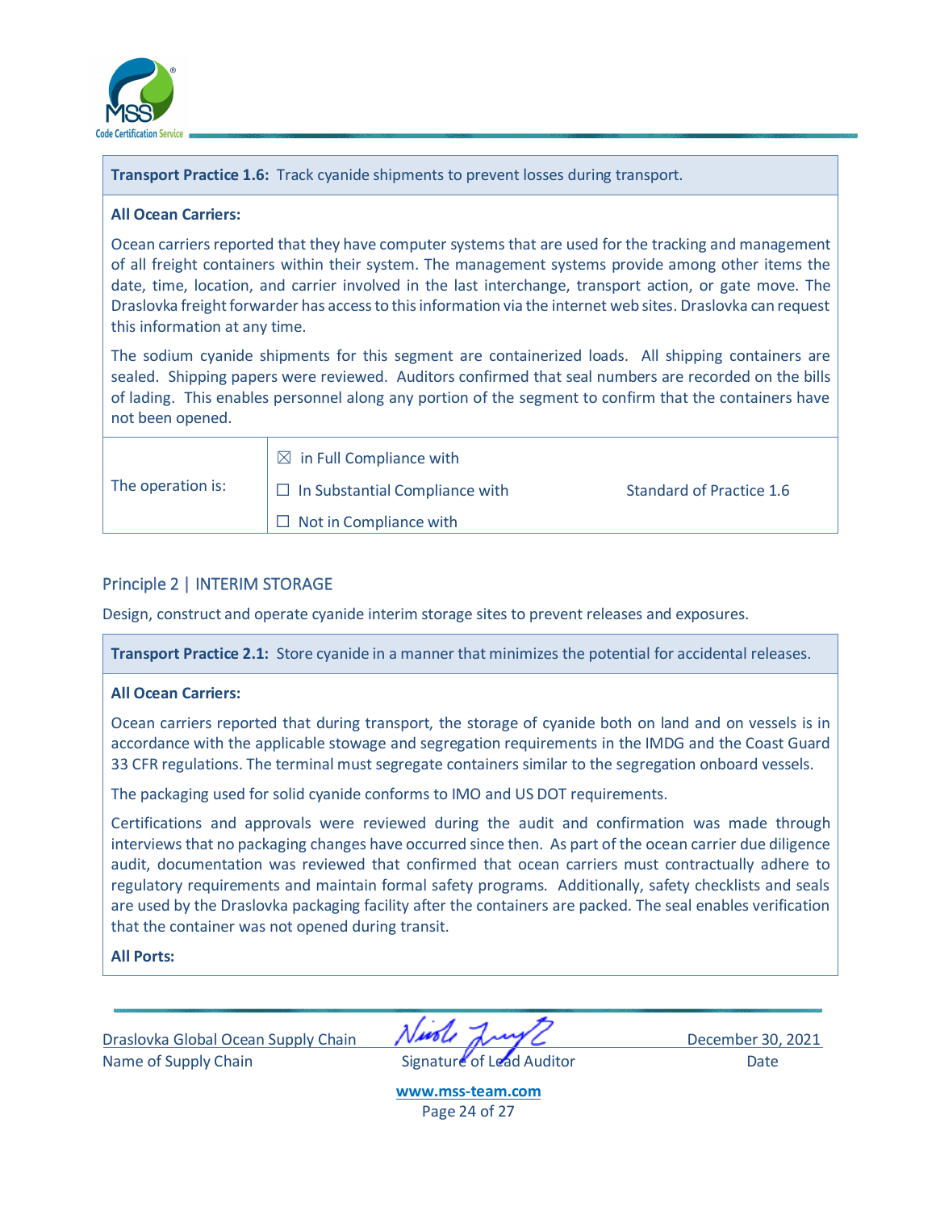**Transport Practice 1.6:** Track cyanide shipments to prevent losses during transport.

**All Ocean Carriers:**

Ocean carriers reported that they have computer systems that are used for the tracking and management of all freight containers within their system. The management systems provide among other items the date, time, location, and carrier involved in the last interchange, transport action, or gate move. The Draslovka freight forwarder has access to this information via the internet web sites. Draslovka can request this information at any time.

The sodium cyanide shipments for this segment are containerized loads. All shipping containers are sealed. Shipping papers were reviewed. Auditors confirmed that seal numbers are recorded on the bills of lading. This enables personnel along any portion of the segment to confirm that the containers have not been opened.

| The operation is: | ☒ in Full Compliance with<br>☐ In Substantial Compliance with<br>☐ Not in Compliance with | Standard of Practice 1.6 |
|---|---|---|

## Principle 2 | INTERIM STORAGE

Design, construct and operate cyanide interim storage sites to prevent releases and exposures.

**Transport Practice 2.1:** Store cyanide in a manner that minimizes the potential for accidental releases.

**All Ocean Carriers:**

Ocean carriers reported that during transport, the storage of cyanide both on land and on vessels is in accordance with the applicable stowage and segregation requirements in the IMDG and the Coast Guard 33 CFR regulations. The terminal must segregate containers similar to the segregation onboard vessels.

The packaging used for solid cyanide conforms to IMO and US DOT requirements.

Certifications and approvals were reviewed during the audit and confirmation was made through interviews that no packaging changes have occurred since then. As part of the ocean carrier due diligence audit, documentation was reviewed that confirmed that ocean carriers must contractually adhere to regulatory requirements and maintain formal safety programs. Additionally, safety checklists and seals are used by the Draslovka packaging facility after the containers are packed. The seal enables verification that the container was not opened during transit.

**All Ports:**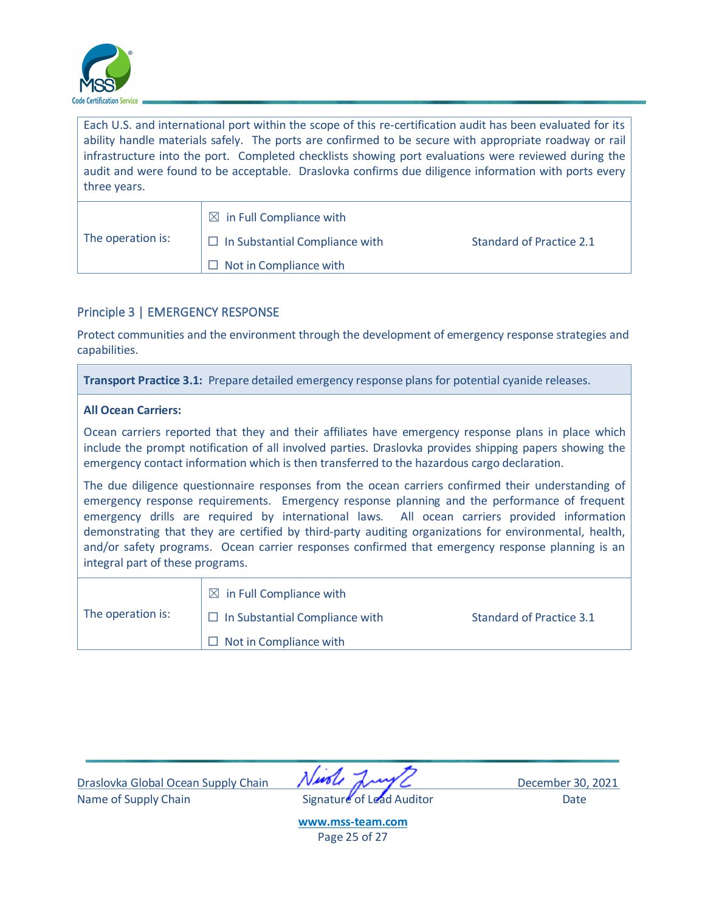| Each U.S. and international port within the scope of this re-certification audit has been evaluated for its ability handle materials safely. The ports are confirmed to be secure with appropriate roadway or rail infrastructure into the port. Completed checklists showing port evaluations were reviewed during the audit and were found to be acceptable. Draslovka confirms due diligence information with ports every three years. | | |
|---|---|---|
| The operation is: | ☒ in Full Compliance with<br>☐ In Substantial Compliance with<br>☐ Not in Compliance with | Standard of Practice 2.1 |

## Principle 3 | EMERGENCY RESPONSE

Protect communities and the environment through the development of emergency response strategies and capabilities.

| **Transport Practice 3.1:** Prepare detailed emergency response plans for potential cyanide releases. | | |
|---|---|---|
| **All Ocean Carriers:**<br><br>Ocean carriers reported that they and their affiliates have emergency response plans in place which include the prompt notification of all involved parties. Draslovka provides shipping papers showing the emergency contact information which is then transferred to the hazardous cargo declaration.<br><br>The due diligence questionnaire responses from the ocean carriers confirmed their understanding of emergency response requirements. Emergency response planning and the performance of frequent emergency drills are required by international laws. All ocean carriers provided information demonstrating that they are certified by third-party auditing organizations for environmental, health, and/or safety programs. Ocean carrier responses confirmed that emergency response planning is an integral part of these programs. | | |
| The operation is: | ☒ in Full Compliance with<br>☐ In Substantial Compliance with<br>☐ Not in Compliance with | Standard of Practice 3.1 |

Draslovka Global Ocean Supply Chain
Name of Supply Chain

Signature of Lead Auditor

December 30, 2021
Date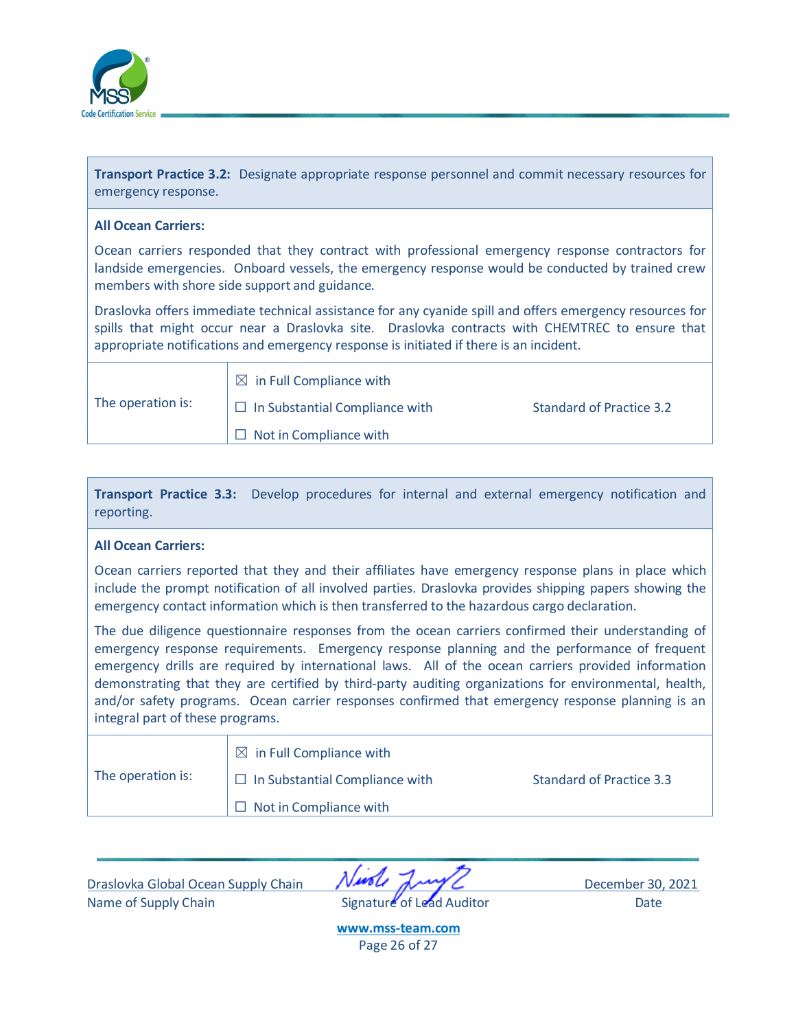**Transport Practice 3.2:** Designate appropriate response personnel and commit necessary resources for emergency response.

**All Ocean Carriers:**

Ocean carriers responded that they contract with professional emergency response contractors for landside emergencies. Onboard vessels, the emergency response would be conducted by trained crew members with shore side support and guidance.

Draslovka offers immediate technical assistance for any cyanide spill and offers emergency resources for spills that might occur near a Draslovka site. Draslovka contracts with CHEMTREC to ensure that appropriate notifications and emergency response is initiated if there is an incident.

| The operation is: | ☒ in Full Compliance with<br>☐ In Substantial Compliance with<br>☐ Not in Compliance with | Standard of Practice 3.2 |
|---|---|---|

**Transport Practice 3.3:** Develop procedures for internal and external emergency notification and reporting.

**All Ocean Carriers:**

Ocean carriers reported that they and their affiliates have emergency response plans in place which include the prompt notification of all involved parties. Draslovka provides shipping papers showing the emergency contact information which is then transferred to the hazardous cargo declaration.

The due diligence questionnaire responses from the ocean carriers confirmed their understanding of emergency response requirements. Emergency response planning and the performance of frequent emergency drills are required by international laws. All of the ocean carriers provided information demonstrating that they are certified by third-party auditing organizations for environmental, health, and/or safety programs. Ocean carrier responses confirmed that emergency response planning is an integral part of these programs.

| The operation is: | ☒ in Full Compliance with<br>☐ In Substantial Compliance with<br>☐ Not in Compliance with | Standard of Practice 3.3 |
|---|---|---|

| Draslovka Global Ocean Supply Chain | [Signature] | December 30, 2021 |
|---|---|---|
| Name of Supply Chain | Signature of Lead Auditor | Date |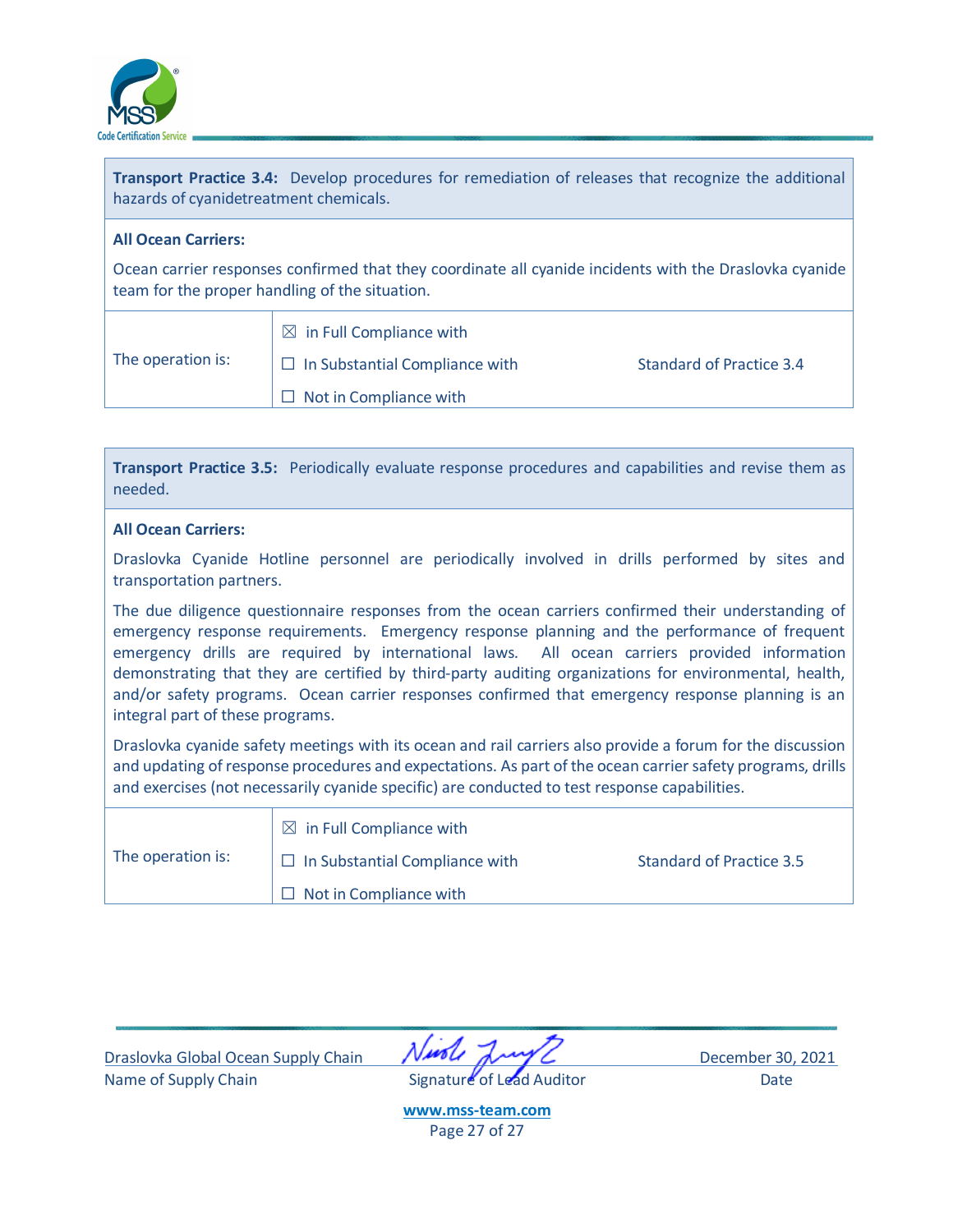**Transport Practice 3.4:** Develop procedures for remediation of releases that recognize the additional hazards of cyanidetreatment chemicals.

**All Ocean Carriers:**

Ocean carrier responses confirmed that they coordinate all cyanide incidents with the Draslovka cyanide team for the proper handling of the situation.

| | | |
|---|---|---|
| The operation is: | ☒ in Full Compliance with<br>☐ In Substantial Compliance with<br>☐ Not in Compliance with | Standard of Practice 3.4 |

**Transport Practice 3.5:** Periodically evaluate response procedures and capabilities and revise them as needed.

**All Ocean Carriers:**

Draslovka Cyanide Hotline personnel are periodically involved in drills performed by sites and transportation partners.

The due diligence questionnaire responses from the ocean carriers confirmed their understanding of emergency response requirements. Emergency response planning and the performance of frequent emergency drills are required by international laws. All ocean carriers provided information demonstrating that they are certified by third-party auditing organizations for environmental, health, and/or safety programs. Ocean carrier responses confirmed that emergency response planning is an integral part of these programs.

Draslovka cyanide safety meetings with its ocean and rail carriers also provide a forum for the discussion and updating of response procedures and expectations. As part of the ocean carrier safety programs, drills and exercises (not necessarily cyanide specific) are conducted to test response capabilities.

| | | |
|---|---|---|
| The operation is: | ☒ in Full Compliance with<br>☐ In Substantial Compliance with<br>☐ Not in Compliance with | Standard of Practice 3.5 |

Draslovka Global Ocean Supply Chain
Name of Supply Chain

Signature of Lead Auditor

December 30, 2021
Date